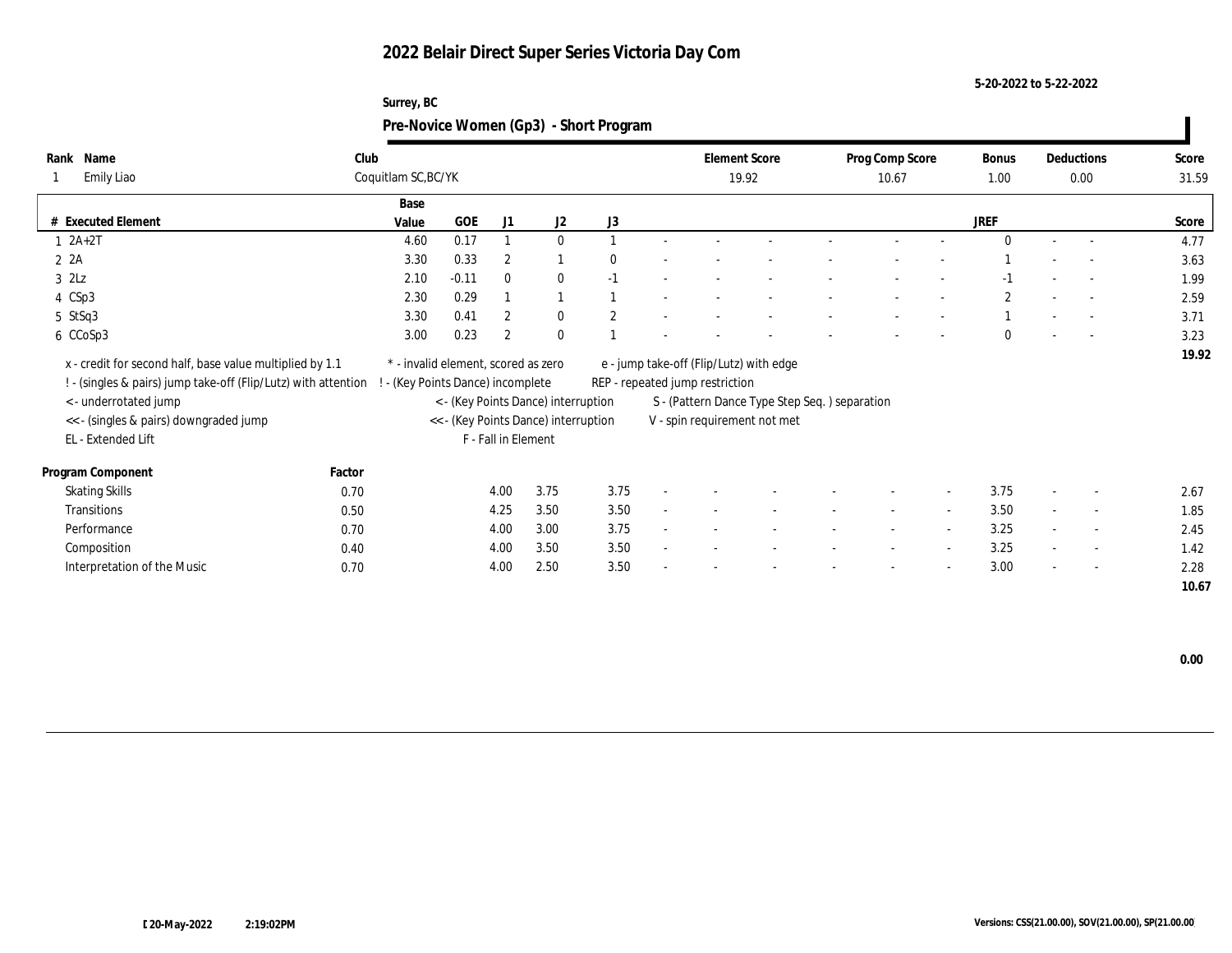# 2022 Belair Direct Super Series Victoria Day Com

5-20-2022 to 5-22-2022

Surrey, BC

## Pre-Novice Women (Gp3) - Short Program

| Rank | Name | Club | Element Score | Prog Comp Score | Bonus | Deductions | Score |
|---|---|---|---|---|---|---|---|
| 1 | Emily Liao | Coquitlam SC,BC/YK | 19.92 | 10.67 | 1.00 | 0.00 | 31.59 |

| # | Executed Element | Base Value | GOE | J1 | J2 | J3 | | | | | | | | | JREF | | | Score |
|---|---|---|---|---|---|---|---|---|---|---|---|---|---|---|---|---|---|---|
| 1 | 2A+2T | 4.60 | 0.17 | 1 | 0 | 1 | - | - | - | - | - | - | - | 0 | - | - | 4.77 |
| 2 | 2A | 3.30 | 0.33 | 2 | 1 | 0 | - | - | - | - | - | - | - | 1 | - | - | 3.63 |
| 3 | 2Lz | 2.10 | -0.11 | 0 | 0 | -1 | - | - | - | - | - | - | - | -1 | - | - | 1.99 |
| 4 | CSp3 | 2.30 | 0.29 | 1 | 1 | 1 | - | - | - | - | - | - | - | 2 | - | - | 2.59 |
| 5 | StSq3 | 3.30 | 0.41 | 2 | 0 | 2 | - | - | - | - | - | - | - | 1 | - | - | 3.71 |
| 6 | CCoSp3 | 3.00 | 0.23 | 2 | 0 | 1 | - | - | - | - | - | - | - | 0 | - | - | 3.23 |
| | | | | | | | | | | | | | | | | | 19.92 |

x - credit for second half, base value multiplied by 1.1
! - (singles & pairs) jump take-off (Flip/Lutz) with attention
< - underrotated jump
<< - (singles & pairs) downgraded jump
EL - Extended Lift
* - invalid element, scored as zero
! - (Key Points Dance) incomplete
< - (Key Points Dance) interruption
<< - (Key Points Dance) interruption
F - Fall in Element
e - jump take-off (Flip/Lutz) with edge
REP - repeated jump restriction
S - (Pattern Dance Type Step Seq. ) separation
V - spin requirement not met

| Program Component | Factor | J1 | J2 | J3 | | | | | | | | | JREF | | | Score |
|---|---|---|---|---|---|---|---|---|---|---|---|---|---|---|---|---|
| Skating Skills | 0.70 | 4.00 | 3.75 | 3.75 | - | - | - | - | - | - | - | 3.75 | - | - | 2.67 |
| Transitions | 0.50 | 4.25 | 3.50 | 3.50 | - | - | - | - | - | - | - | 3.50 | - | - | 1.85 |
| Performance | 0.70 | 4.00 | 3.00 | 3.75 | - | - | - | - | - | - | - | 3.25 | - | - | 2.45 |
| Composition | 0.40 | 4.00 | 3.50 | 3.50 | - | - | - | - | - | - | - | 3.25 | - | - | 1.42 |
| Interpretation of the Music | 0.70 | 4.00 | 2.50 | 3.50 | - | - | - | - | - | - | - | 3.00 | - | - | 2.28 |
| | | | | | | | | | | | | | | | 10.67 |

0.00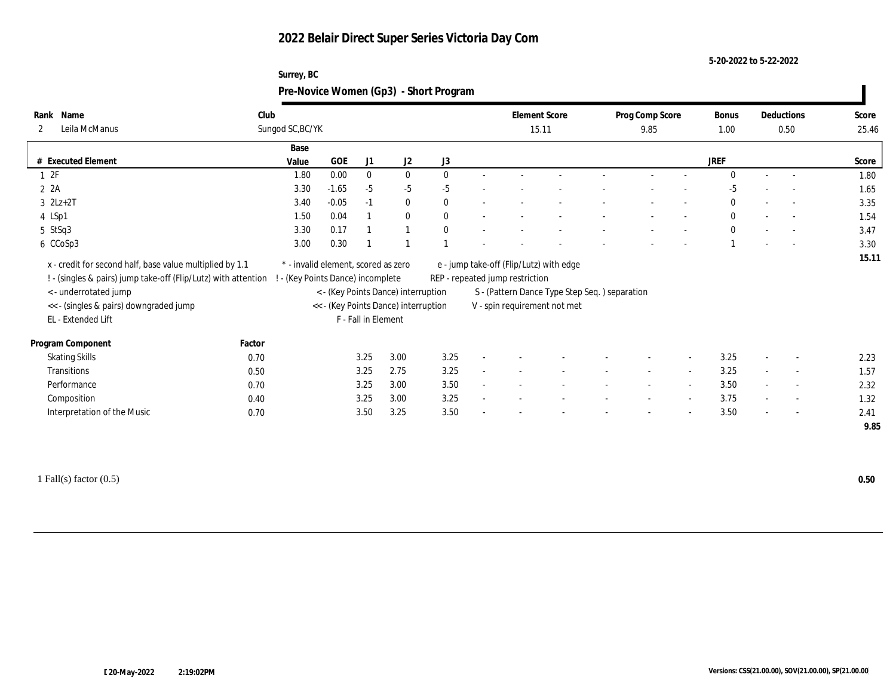# 2022 Belair Direct Super Series Victoria Day Com

5-20-2022 to 5-22-2022

Surrey, BC

## Pre-Novice Women (Gp3) - Short Program

| Rank | Name | Club | Element Score | Prog Comp Score | Bonus | Deductions | Score |
|---|---|---|---|---|---|---|---|
| 2 | Leila McManus | Sungod SC,BC/YK | 15.11 | 9.85 | 1.00 | 0.50 | 25.46 |

| # | Executed Element | Base Value | GOE | J1 | J2 | J3 | | | | | | | | | JREF | | | Score |
|---|---|---|---|---|---|---|---|---|---|---|---|---|---|---|---|---|---|---|
| 1 | 2F | 1.80 | 0.00 | 0 | 0 | 0 | - | - | - | - | - | - | - | - | 0 | - | - | 1.80 |
| 2 | 2A | 3.30 | -1.65 | -5 | -5 | -5 | - | - | - | - | - | - | - | - | -5 | - | - | 1.65 |
| 3 | 2Lz+2T | 3.40 | -0.05 | -1 | 0 | 0 | - | - | - | - | - | - | - | - | 0 | - | - | 3.35 |
| 4 | LSp1 | 1.50 | 0.04 | 1 | 0 | 0 | - | - | - | - | - | - | - | - | 0 | - | - | 1.54 |
| 5 | StSq3 | 3.30 | 0.17 | 1 | 1 | 0 | - | - | - | - | - | - | - | - | 0 | - | - | 3.47 |
| 6 | CCoSp3 | 3.00 | 0.30 | 1 | 1 | 1 | - | - | - | - | - | - | - | - | 1 | - | - | 3.30 |
| | | | | | | | | | | | | | | | | | | 15.11 |

x - credit for second half, base value multiplied by 1.1
! - (singles & pairs) jump take-off (Flip/Lutz) with attention
< - underrotated jump
<< - (singles & pairs) downgraded jump
EL - Extended Lift

\* - invalid element, scored as zero
! - (Key Points Dance) incomplete
< - (Key Points Dance) interruption
<< - (Key Points Dance) interruption
F - Fall in Element

e - jump take-off (Flip/Lutz) with edge
REP - repeated jump restriction
S - (Pattern Dance Type Step Seq. ) separation
V - spin requirement not met

| Program Component | Factor | J1 | J2 | J3 | | | | | | | | | JREF | | | Score |
|---|---|---|---|---|---|---|---|---|---|---|---|---|---|---|---|---|
| Skating Skills | 0.70 | 3.25 | 3.00 | 3.25 | - | - | - | - | - | - | - | - | 3.25 | - | - | 2.23 |
| Transitions | 0.50 | 3.25 | 2.75 | 3.25 | - | - | - | - | - | - | - | - | 3.25 | - | - | 1.57 |
| Performance | 0.70 | 3.25 | 3.00 | 3.50 | - | - | - | - | - | - | - | - | 3.50 | - | - | 2.32 |
| Composition | 0.40 | 3.25 | 3.00 | 3.25 | - | - | - | - | - | - | - | - | 3.75 | - | - | 1.32 |
| Interpretation of the Music | 0.70 | 3.50 | 3.25 | 3.50 | - | - | - | - | - | - | - | - | 3.50 | - | - | 2.41 |
| | | | | | | | | | | | | | | | | 9.85 |

1 Fall(s) factor (0.5) **0.50**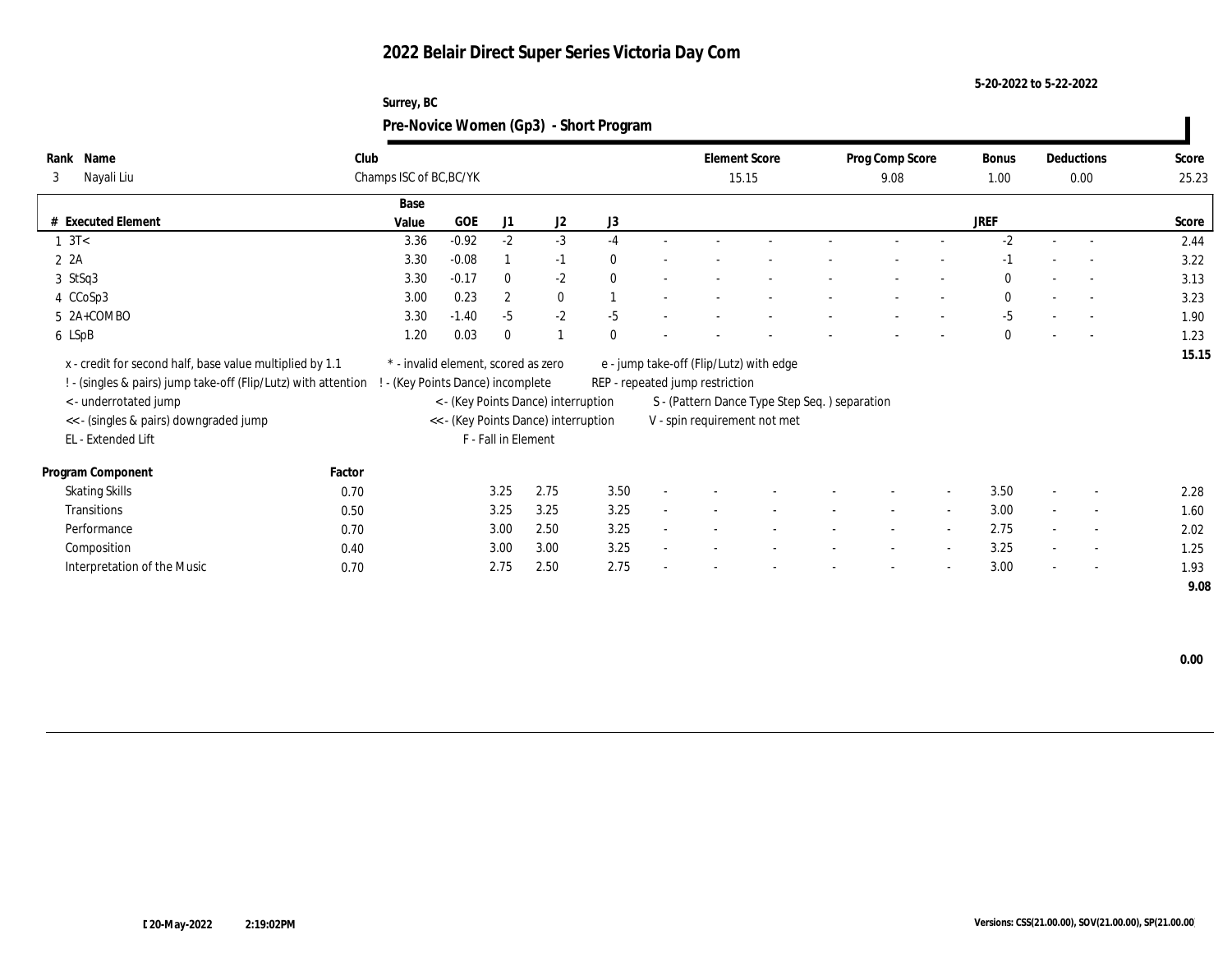# 2022 Belair Direct Super Series Victoria Day Com

5-20-2022 to 5-22-2022

Surrey, BC

## Pre-Novice Women (Gp3) - Short Program

| Rank | Name | Club | Element Score | Prog Comp Score | Bonus | Deductions | Score |
|---|---|---|---|---|---|---|---|
| 3 | Nayali Liu | Champs ISC of BC,BC/YK | 15.15 | 9.08 | 1.00 | 0.00 | 25.23 |

| # | Executed Element | Base Value | GOE | J1 | J2 | J3 | | | | | | | | | JREF | | | Score |
|---|---|---|---|---|---|---|---|---|---|---|---|---|---|---|---|---|---|---|
| 1 | 3T< | 3.36 | -0.92 | -2 | -3 | -4 | - | - | - | - | - | - | - | | -2 | - | - | 2.44 |
| 2 | 2A | 3.30 | -0.08 | 1 | -1 | 0 | - | - | - | - | - | - | - | | -1 | - | - | 3.22 |
| 3 | StSq3 | 3.30 | -0.17 | 0 | -2 | 0 | - | - | - | - | - | - | - | | 0 | - | - | 3.13 |
| 4 | CCoSp3 | 3.00 | 0.23 | 2 | 0 | 1 | - | - | - | - | - | - | - | | 0 | - | - | 3.23 |
| 5 | 2A+COMBO | 3.30 | -1.40 | -5 | -2 | -5 | - | - | - | - | - | - | - | | -5 | - | - | 1.90 |
| 6 | LSpB | 1.20 | 0.03 | 0 | 1 | 0 | - | - | - | - | - | - | - | | 0 | - | - | 1.23 |
| | | | | | | | | | | | | | | | | | | 15.15 |

x - credit for second half, base value multiplied by 1.1
! - (singles & pairs) jump take-off (Flip/Lutz) with attention
< - underrotated jump
<< - (singles & pairs) downgraded jump
EL - Extended Lift
* - invalid element, scored as zero
! - (Key Points Dance) incomplete
< - (Key Points Dance) interruption
<< - (Key Points Dance) interruption
F - Fall in Element
e - jump take-off (Flip/Lutz) with edge
REP - repeated jump restriction
S - (Pattern Dance Type Step Seq. ) separation
V - spin requirement not met

| Program Component | Factor | J1 | J2 | J3 | | | | | | | | | JREF | | | Score |
|---|---|---|---|---|---|---|---|---|---|---|---|---|---|---|---|---|
| Skating Skills | 0.70 | 3.25 | 2.75 | 3.50 | - | - | - | - | - | - | - | - | 3.50 | - | - | 2.28 |
| Transitions | 0.50 | 3.25 | 3.25 | 3.25 | - | - | - | - | - | - | - | - | 3.00 | - | - | 1.60 |
| Performance | 0.70 | 3.00 | 2.50 | 3.25 | - | - | - | - | - | - | - | - | 2.75 | - | - | 2.02 |
| Composition | 0.40 | 3.00 | 3.00 | 3.25 | - | - | - | - | - | - | - | - | 3.25 | - | - | 1.25 |
| Interpretation of the Music | 0.70 | 2.75 | 2.50 | 2.75 | - | - | - | - | - | - | - | - | 3.00 | - | - | 1.93 |
| | | | | | | | | | | | | | | | | 9.08 |

0.00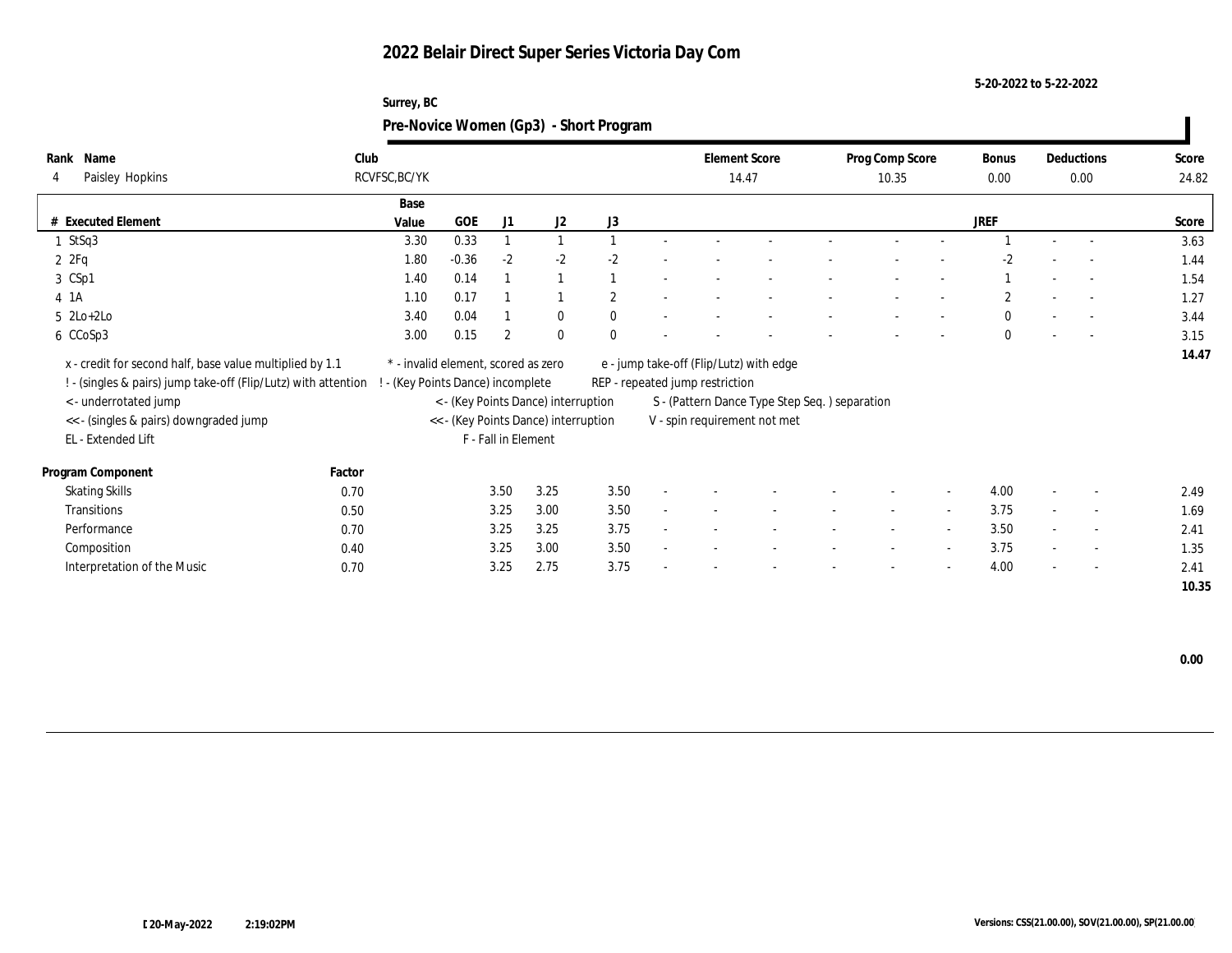# 2022 Belair Direct Super Series Victoria Day Com

5-20-2022 to 5-22-2022

Surrey, BC

## Pre-Novice Women (Gp3) - Short Program

| Rank | Name | Club | Element Score | Prog Comp Score | Bonus | Deductions | Score |
|---|---|---|---|---|---|---|---|
| 4 | Paisley Hopkins | RCVFSC,BC/YK | 14.47 | 10.35 | 0.00 | 0.00 | 24.82 |

| # | Executed Element | Base Value | GOE | J1 | J2 | J3 | | | | | | | | | JREF | | | Score |
|---|---|---|---|---|---|---|---|---|---|---|---|---|---|---|---|---|---|---|
| 1 | StSq3 | 3.30 | 0.33 | 1 | 1 | 1 | - | - | - | - | - | - | - | 1 | - | - | | 3.63 |
| 2 | 2Fq | 1.80 | -0.36 | -2 | -2 | -2 | - | - | - | - | - | - | - | -2 | - | - | | 1.44 |
| 3 | CSp1 | 1.40 | 0.14 | 1 | 1 | 1 | - | - | - | - | - | - | - | 1 | - | - | | 1.54 |
| 4 | 1A | 1.10 | 0.17 | 1 | 1 | 2 | - | - | - | - | - | - | - | 2 | - | - | | 1.27 |
| 5 | 2Lo+2Lo | 3.40 | 0.04 | 1 | 0 | 0 | - | - | - | - | - | - | - | 0 | - | - | | 3.44 |
| 6 | CCoSp3 | 3.00 | 0.15 | 2 | 0 | 0 | - | - | - | - | - | - | - | 0 | - | - | | 3.15 |
| | | | | | | | | | | | | | | | | | | 14.47 |

x - credit for second half, base value multiplied by 1.1
! - (singles & pairs) jump take-off (Flip/Lutz) with attention
< - underrotated jump
<< - (singles & pairs) downgraded jump
EL - Extended Lift
* - invalid element, scored as zero
! - (Key Points Dance) incomplete
< - (Key Points Dance) interruption
<< - (Key Points Dance) interruption
F - Fall in Element
e - jump take-off (Flip/Lutz) with edge
REP - repeated jump restriction
S - (Pattern Dance Type Step Seq. ) separation
V - spin requirement not met

| Program Component | Factor | J1 | J2 | J3 | | | | | | | | | JREF | | | Score |
|---|---|---|---|---|---|---|---|---|---|---|---|---|---|---|---|---|
| Skating Skills | 0.70 | 3.50 | 3.25 | 3.50 | - | - | - | - | - | - | - | 4.00 | - | - | | 2.49 |
| Transitions | 0.50 | 3.25 | 3.00 | 3.50 | - | - | - | - | - | - | - | 3.75 | - | - | | 1.69 |
| Performance | 0.70 | 3.25 | 3.25 | 3.75 | - | - | - | - | - | - | - | 3.50 | - | - | | 2.41 |
| Composition | 0.40 | 3.25 | 3.00 | 3.50 | - | - | - | - | - | - | - | 3.75 | - | - | | 1.35 |
| Interpretation of the Music | 0.70 | 3.25 | 2.75 | 3.75 | - | - | - | - | - | - | - | 4.00 | - | - | | 2.41 |
| | | | | | | | | | | | | | | | | 10.35 |

0.00

20-May-2022 2:19:02PM

Versions: CSS(21.00.00), SOV(21.00.00), SP(21.00.00)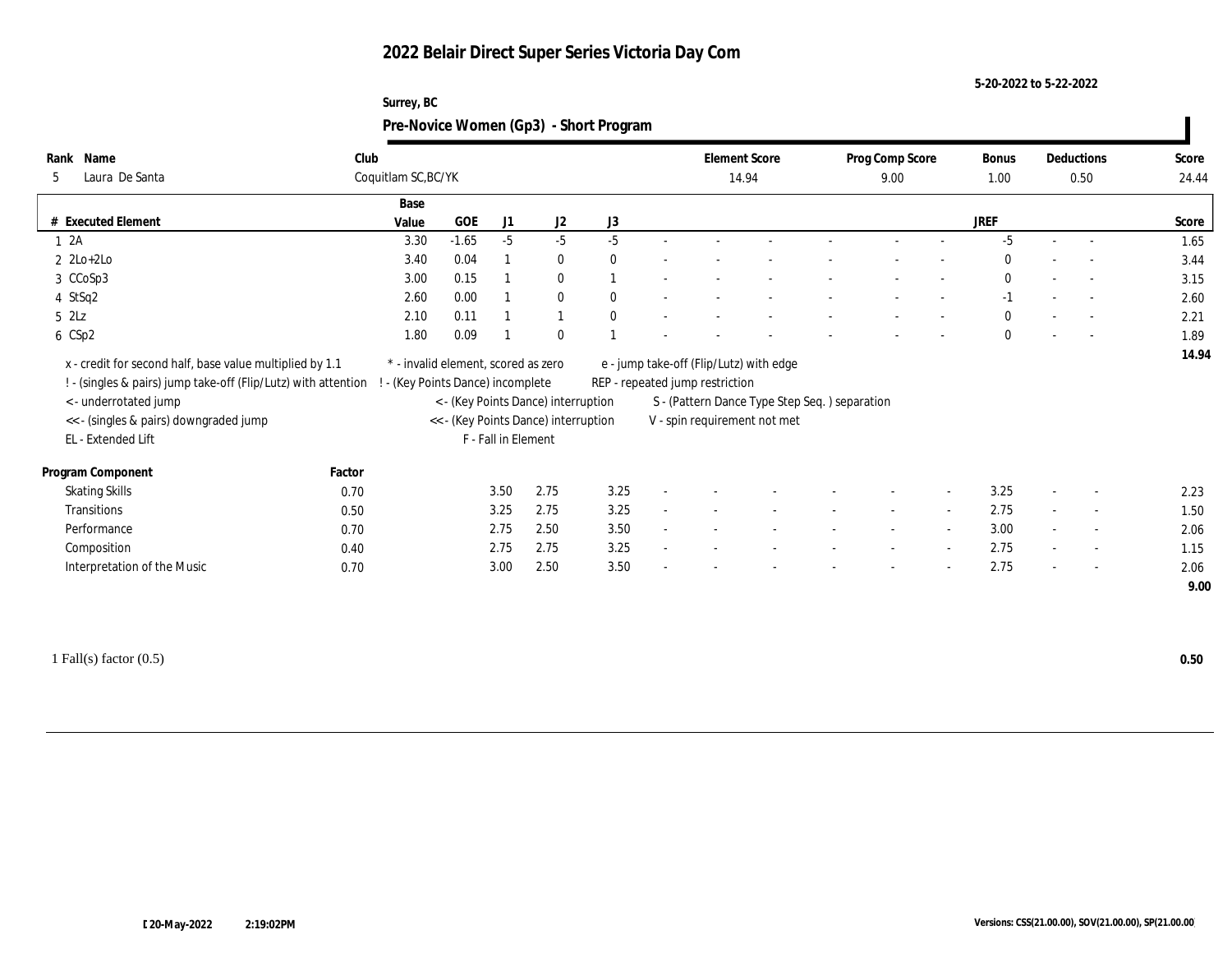# 2022 Belair Direct Super Series Victoria Day Com

5-20-2022 to 5-22-2022

Surrey, BC

## Pre-Novice Women (Gp3) - Short Program

| Rank | Name | Club | Element Score | Prog Comp Score | Bonus | Deductions | Score |
|---|---|---|---|---|---|---|---|
| 5 | Laura De Santa | Coquitlam SC,BC/YK | 14.94 | 9.00 | 1.00 | 0.50 | 24.44 |

| # | Executed Element | Base Value | GOE | J1 | J2 | J3 | | | | | | | | | JREF | | | Score |
|---|---|---|---|---|---|---|---|---|---|---|---|---|---|---|---|---|---|---|
| 1 | 2A | 3.30 | -1.65 | -5 | -5 | -5 | - | - | - | - | - | - | - | -5 | - | - | 1.65 |
| 2 | 2Lo+2Lo | 3.40 | 0.04 | 1 | 0 | 0 | - | - | - | - | - | - | - | 0 | - | - | 3.44 |
| 3 | CCoSp3 | 3.00 | 0.15 | 1 | 0 | 1 | - | - | - | - | - | - | - | 0 | - | - | 3.15 |
| 4 | StSq2 | 2.60 | 0.00 | 1 | 0 | 0 | - | - | - | - | - | - | - | -1 | - | - | 2.60 |
| 5 | 2Lz | 2.10 | 0.11 | 1 | 1 | 0 | - | - | - | - | - | - | - | 0 | - | - | 2.21 |
| 6 | CSp2 | 1.80 | 0.09 | 1 | 0 | 1 | - | - | - | - | - | - | - | 0 | - | - | 1.89 |
| | | | | | | | | | | | | | | | | | 14.94 |

x - credit for second half, base value multiplied by 1.1
! - (singles & pairs) jump take-off (Flip/Lutz) with attention
< - underrotated jump
<< - (singles & pairs) downgraded jump
EL - Extended Lift
* - invalid element, scored as zero
! - (Key Points Dance) incomplete
< - (Key Points Dance) interruption
<< - (Key Points Dance) interruption
F - Fall in Element
e - jump take-off (Flip/Lutz) with edge
REP - repeated jump restriction
S - (Pattern Dance Type Step Seq. ) separation
V - spin requirement not met

| Program Component | Factor | J1 | J2 | J3 | | | | | | | JREF | | | Score |
|---|---|---|---|---|---|---|---|---|---|---|---|---|---|---|
| Skating Skills | 0.70 | 3.50 | 2.75 | 3.25 | - | - | - | - | - | - | 3.25 | - | - | 2.23 |
| Transitions | 0.50 | 3.25 | 2.75 | 3.25 | - | - | - | - | - | - | 2.75 | - | - | 1.50 |
| Performance | 0.70 | 2.75 | 2.50 | 3.50 | - | - | - | - | - | - | 3.00 | - | - | 2.06 |
| Composition | 0.40 | 2.75 | 2.75 | 3.25 | - | - | - | - | - | - | 2.75 | - | - | 1.15 |
| Interpretation of the Music | 0.70 | 3.00 | 2.50 | 3.50 | - | - | - | - | - | - | 2.75 | - | - | 2.06 |
| | | | | | | | | | | | | | | 9.00 |

1 Fall(s) factor (0.5) **0.50**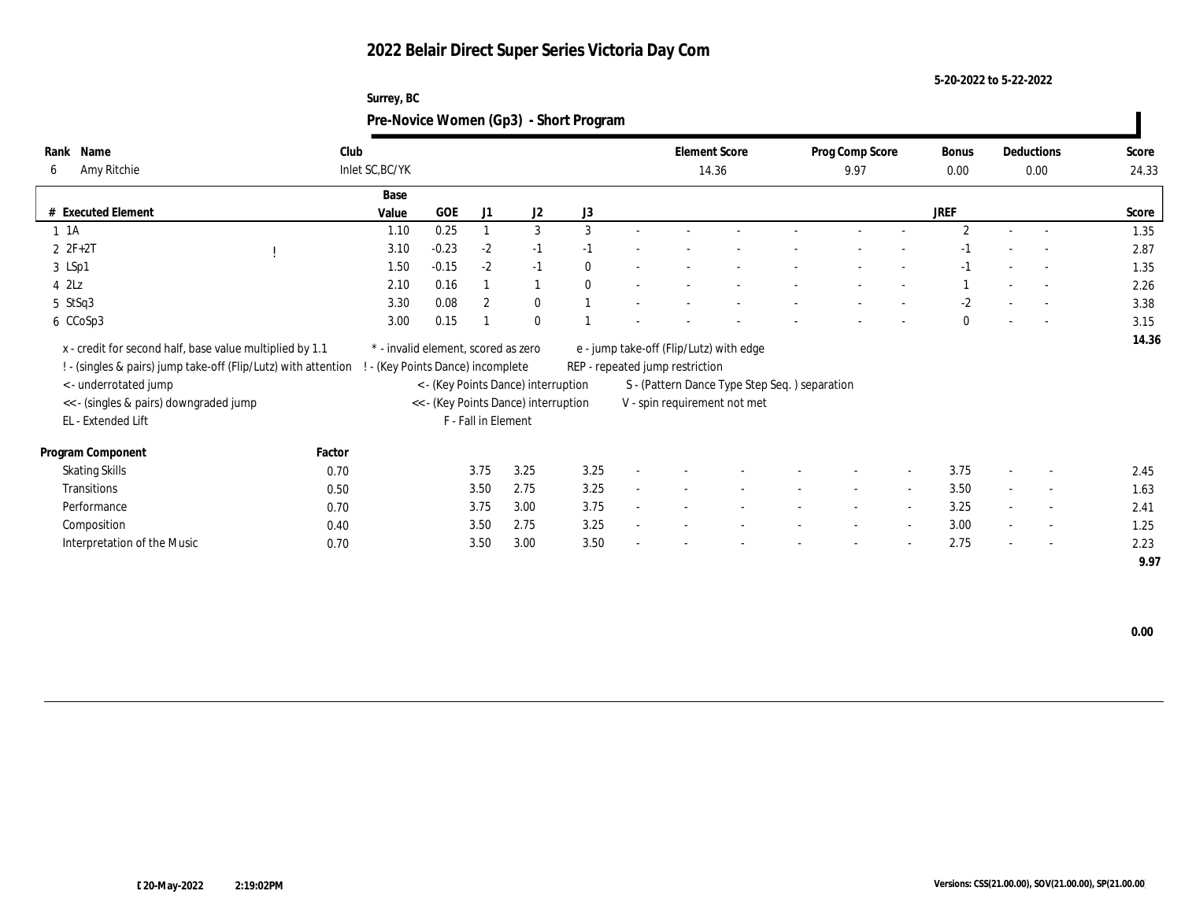# 2022 Belair Direct Super Series Victoria Day Com

5-20-2022 to 5-22-2022

Surrey, BC

## Pre-Novice Women (Gp3) - Short Program

| Rank | Name | Club | Element Score | Prog Comp Score | Bonus | Deductions | Score |
|---|---|---|---|---|---|---|---|
| 6 | Amy Ritchie | Inlet SC,BC/YK | 14.36 | 9.97 | 0.00 | 0.00 | 24.33 |

| # | Executed Element | | Base Value | GOE | J1 | J2 | J3 | | | | | | | | JREF | | | Score |
|---|---|---|---|---|---|---|---|---|---|---|---|---|---|---|---|---|---|---|
| 1 | 1A | | 1.10 | 0.25 | 1 | 3 | 3 | - | - | - | - | - | - | - | 2 | - | - | 1.35 |
| 2 | 2F+2T | ! | 3.10 | -0.23 | -2 | -1 | -1 | - | - | - | - | - | - | - | -1 | - | - | 2.87 |
| 3 | LSp1 | | 1.50 | -0.15 | -2 | -1 | 0 | - | - | - | - | - | - | - | -1 | - | - | 1.35 |
| 4 | 2Lz | | 2.10 | 0.16 | 1 | 1 | 0 | - | - | - | - | - | - | - | 1 | - | - | 2.26 |
| 5 | StSq3 | | 3.30 | 0.08 | 2 | 0 | 1 | - | - | - | - | - | - | - | -2 | - | - | 3.38 |
| 6 | CCoSp3 | | 3.00 | 0.15 | 1 | 0 | 1 | - | - | - | - | - | - | - | 0 | - | - | 3.15 |
| | | | | | | | | | | | | | | | | | | 14.36 |

x - credit for second half, base value multiplied by 1.1
! - (singles & pairs) jump take-off (Flip/Lutz) with attention
< - underrotated jump
<< - (singles & pairs) downgraded jump
EL - Extended Lift
\* - invalid element, scored as zero
! - (Key Points Dance) incomplete
< - (Key Points Dance) interruption
<< - (Key Points Dance) interruption
F - Fall in Element
e - jump take-off (Flip/Lutz) with edge
REP - repeated jump restriction
S - (Pattern Dance Type Step Seq. ) separation
V - spin requirement not met

| Program Component | Factor | J1 | J2 | J3 | | | | | | | JREF | | | Score |
|---|---|---|---|---|---|---|---|---|---|---|---|---|---|---|
| Skating Skills | 0.70 | 3.75 | 3.25 | 3.25 | - | - | - | - | - | - | 3.75 | - | - | 2.45 |
| Transitions | 0.50 | 3.50 | 2.75 | 3.25 | - | - | - | - | - | - | 3.50 | - | - | 1.63 |
| Performance | 0.70 | 3.75 | 3.00 | 3.75 | - | - | - | - | - | - | 3.25 | - | - | 2.41 |
| Composition | 0.40 | 3.50 | 2.75 | 3.25 | - | - | - | - | - | - | 3.00 | - | - | 1.25 |
| Interpretation of the Music | 0.70 | 3.50 | 3.00 | 3.50 | - | - | - | - | - | - | 2.75 | - | - | 2.23 |
| | | | | | | | | | | | | | | 9.97 |

0.00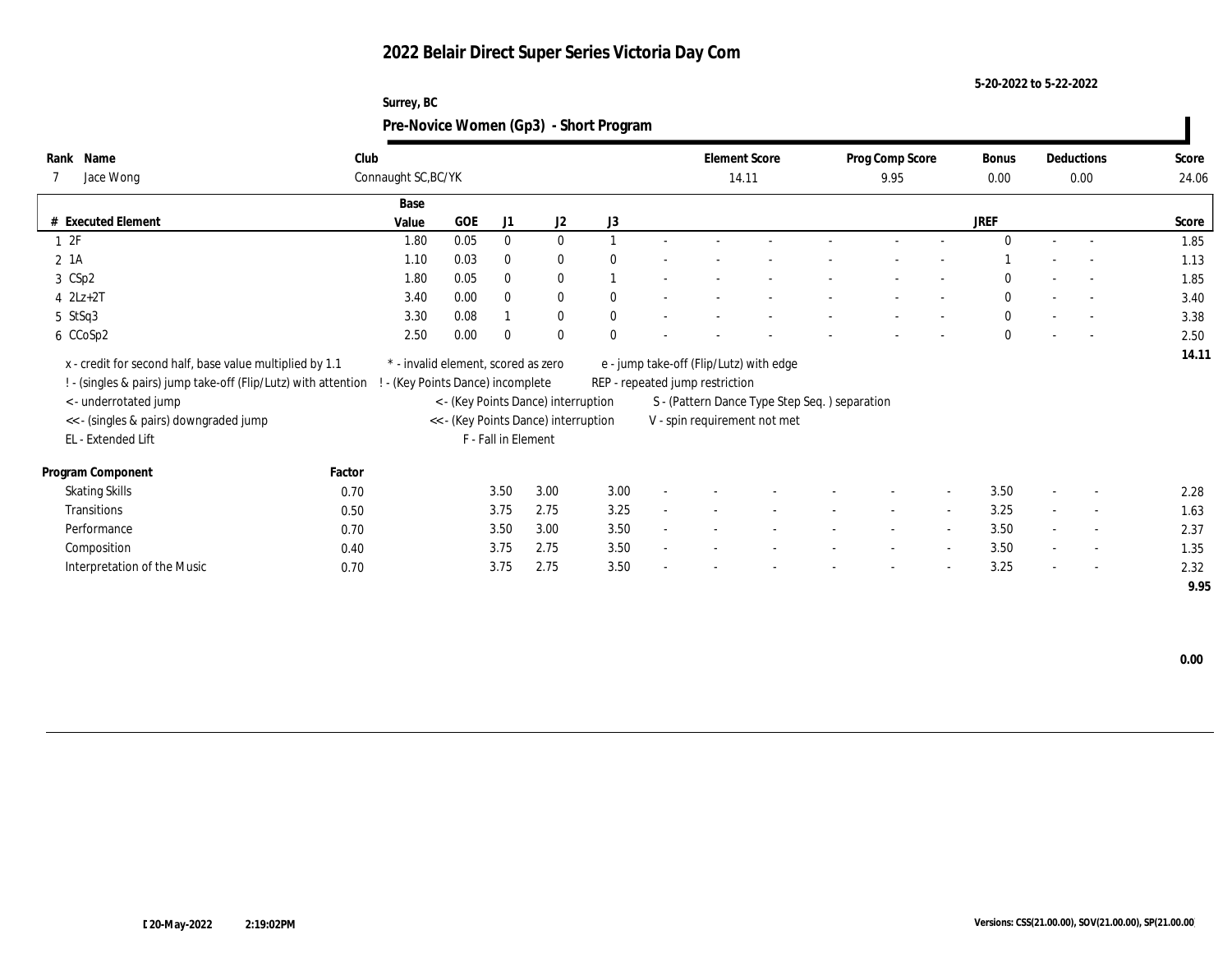# 2022 Belair Direct Super Series Victoria Day Com

5-20-2022 to 5-22-2022

Surrey, BC

## Pre-Novice Women (Gp3) - Short Program

| Rank | Name | Club | Element Score | Prog Comp Score | Bonus | Deductions | Score |
|---|---|---|---|---|---|---|---|
| 7 | Jace Wong | Connaught SC,BC/YK | 14.11 | 9.95 | 0.00 | 0.00 | 24.06 |

| # | Executed Element | Base Value | GOE | J1 | J2 | J3 | | | | | | | | | JREF | | | Score |
|---|---|---|---|---|---|---|---|---|---|---|---|---|---|---|---|---|---|---|
| 1 | 2F | 1.80 | 0.05 | 0 | 0 | 1 | - | - | - | - | - | - | - | - | 0 | - | - | 1.85 |
| 2 | 1A | 1.10 | 0.03 | 0 | 0 | 0 | - | - | - | - | - | - | - | - | 1 | - | - | 1.13 |
| 3 | CSp2 | 1.80 | 0.05 | 0 | 0 | 1 | - | - | - | - | - | - | - | - | 0 | - | - | 1.85 |
| 4 | 2Lz+2T | 3.40 | 0.00 | 0 | 0 | 0 | - | - | - | - | - | - | - | - | 0 | - | - | 3.40 |
| 5 | StSq3 | 3.30 | 0.08 | 1 | 0 | 0 | - | - | - | - | - | - | - | - | 0 | - | - | 3.38 |
| 6 | CCoSp2 | 2.50 | 0.00 | 0 | 0 | 0 | - | - | - | - | - | - | - | - | 0 | - | - | 2.50 |
| | | | | | | | | | | | | | | | | | | 14.11 |

x - credit for second half, base value multiplied by 1.1
! - (singles & pairs) jump take-off (Flip/Lutz) with attention
< - underrotated jump
<< - (singles & pairs) downgraded jump
EL - Extended Lift
* - invalid element, scored as zero
! - (Key Points Dance) incomplete
< - (Key Points Dance) interruption
<< - (Key Points Dance) interruption
F - Fall in Element
e - jump take-off (Flip/Lutz) with edge
REP - repeated jump restriction
S - (Pattern Dance Type Step Seq. ) separation
V - spin requirement not met

| Program Component | Factor | J1 | J2 | J3 | | | | | | | | | JREF | | | Score |
|---|---|---|---|---|---|---|---|---|---|---|---|---|---|---|---|---|
| Skating Skills | 0.70 | 3.50 | 3.00 | 3.00 | - | - | - | - | - | - | - | - | 3.50 | - | - | 2.28 |
| Transitions | 0.50 | 3.75 | 2.75 | 3.25 | - | - | - | - | - | - | - | - | 3.25 | - | - | 1.63 |
| Performance | 0.70 | 3.50 | 3.00 | 3.50 | - | - | - | - | - | - | - | - | 3.50 | - | - | 2.37 |
| Composition | 0.40 | 3.75 | 2.75 | 3.50 | - | - | - | - | - | - | - | - | 3.50 | - | - | 1.35 |
| Interpretation of the Music | 0.70 | 3.75 | 2.75 | 3.50 | - | - | - | - | - | - | - | - | 3.25 | - | - | 2.32 |
| | | | | | | | | | | | | | | | | 9.95 |

0.00

20-May-2022 2:19:02PM

Versions: CSS(21.00.00), SOV(21.00.00), SP(21.00.00)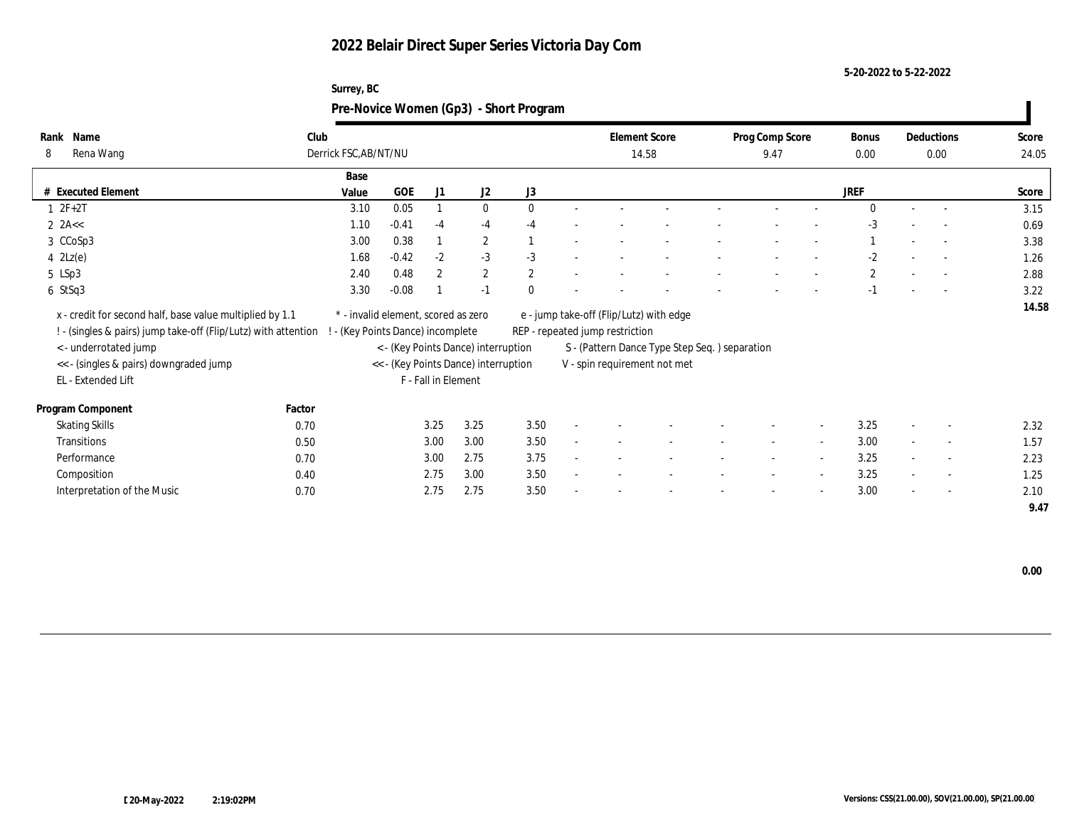# 2022 Belair Direct Super Series Victoria Day Com

5-20-2022 to 5-22-2022

Surrey, BC

## Pre-Novice Women (Gp3) - Short Program

| Rank | Name | Club | Element Score | Prog Comp Score | Bonus | Deductions | Score |
|---|---|---|---|---|---|---|---|
| 8 | Rena Wang | Derrick FSC,AB/NT/NU | 14.58 | 9.47 | 0.00 | 0.00 | 24.05 |

| # | Executed Element | Base Value | GOE | J1 | J2 | J3 | | | | | | | | | JREF | | | Score |
|---|---|---|---|---|---|---|---|---|---|---|---|---|---|---|---|---|---|---|
| 1 | 2F+2T | 3.10 | 0.05 | 1 | 0 | 0 | - | - | - | - | - | - | - | - | 0 | - | - | 3.15 |
| 2 | 2A<< | 1.10 | -0.41 | -4 | -4 | -4 | - | - | - | - | - | - | - | - | -3 | - | - | 0.69 |
| 3 | CCoSp3 | 3.00 | 0.38 | 1 | 2 | 1 | - | - | - | - | - | - | - | - | 1 | - | - | 3.38 |
| 4 | 2Lz(e) | 1.68 | -0.42 | -2 | -3 | -3 | - | - | - | - | - | - | - | - | -2 | - | - | 1.26 |
| 5 | LSp3 | 2.40 | 0.48 | 2 | 2 | 2 | - | - | - | - | - | - | - | - | 2 | - | - | 2.88 |
| 6 | StSq3 | 3.30 | -0.08 | 1 | -1 | 0 | - | - | - | - | - | - | - | - | -1 | - | - | 3.22 |
| | | | | | | | | | | | | | | | | | | 14.58 |

x - credit for second half, base value multiplied by 1.1
! - (singles & pairs) jump take-off (Flip/Lutz) with attention
< - underrotated jump
<< - (singles & pairs) downgraded jump
EL - Extended Lift
* - invalid element, scored as zero
! - (Key Points Dance) incomplete
< - (Key Points Dance) interruption
<< - (Key Points Dance) interruption
F - Fall in Element
e - jump take-off (Flip/Lutz) with edge
REP - repeated jump restriction
S - (Pattern Dance Type Step Seq. ) separation
V - spin requirement not met

| Program Component | Factor | J1 | J2 | J3 | | | | | | | | | JREF | | | Score |
|---|---|---|---|---|---|---|---|---|---|---|---|---|---|---|---|---|
| Skating Skills | 0.70 | 3.25 | 3.25 | 3.50 | - | - | - | - | - | - | - | - | 3.25 | - | - | 2.32 |
| Transitions | 0.50 | 3.00 | 3.00 | 3.50 | - | - | - | - | - | - | - | - | 3.00 | - | - | 1.57 |
| Performance | 0.70 | 3.00 | 2.75 | 3.75 | - | - | - | - | - | - | - | - | 3.25 | - | - | 2.23 |
| Composition | 0.40 | 2.75 | 3.00 | 3.50 | - | - | - | - | - | - | - | - | 3.25 | - | - | 1.25 |
| Interpretation of the Music | 0.70 | 2.75 | 2.75 | 3.50 | - | - | - | - | - | - | - | - | 3.00 | - | - | 2.10 |
| | | | | | | | | | | | | | | | | 9.47 |

0.00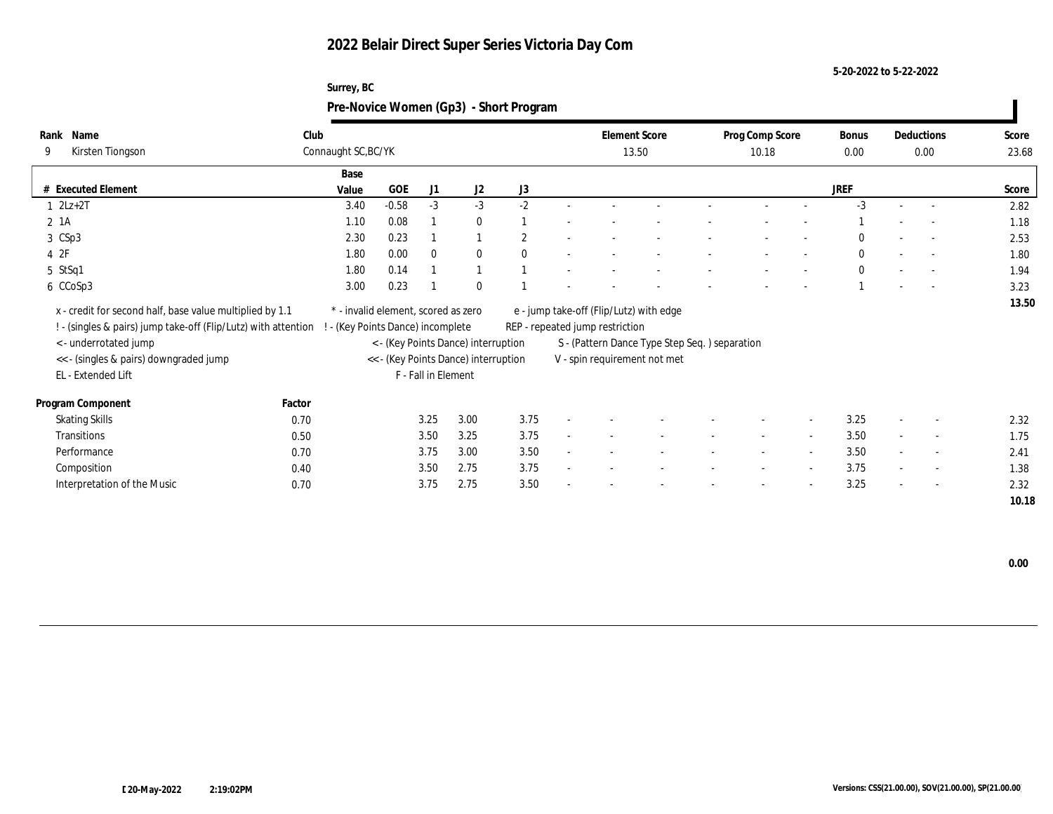# 2022 Belair Direct Super Series Victoria Day Com

5-20-2022 to 5-22-2022

Surrey, BC

## Pre-Novice Women (Gp3) - Short Program

| Rank | Name | Club | Element Score | Prog Comp Score | Bonus | Deductions | Score |
|---|---|---|---|---|---|---|---|
| 9 | Kirsten Tiongson | Connaught SC,BC/YK | 13.50 | 10.18 | 0.00 | 0.00 | 23.68 |

| # | Executed Element | Base Value | GOE | J1 | J2 | J3 | | | | | | | | | JREF | | | Score |
|---|---|---|---|---|---|---|---|---|---|---|---|---|---|---|---|---|---|---|
| 1 | 2Lz+2T | 3.40 | -0.58 | -3 | -3 | -2 | - | - | - | - | - | - | - | - | -3 | - | - | 2.82 |
| 2 | 1A | 1.10 | 0.08 | 1 | 0 | 1 | - | - | - | - | - | - | - | - | 1 | - | - | 1.18 |
| 3 | CSp3 | 2.30 | 0.23 | 1 | 1 | 2 | - | - | - | - | - | - | - | - | 0 | - | - | 2.53 |
| 4 | 2F | 1.80 | 0.00 | 0 | 0 | 0 | - | - | - | - | - | - | - | - | 0 | - | - | 1.80 |
| 5 | StSq1 | 1.80 | 0.14 | 1 | 1 | 1 | - | - | - | - | - | - | - | - | 0 | - | - | 1.94 |
| 6 | CCoSp3 | 3.00 | 0.23 | 1 | 0 | 1 | - | - | - | - | - | - | - | - | 1 | - | - | 3.23 |
| | | | | | | | | | | | | | | | | | | 13.50 |

x - credit for second half, base value multiplied by 1.1
! - (singles & pairs) jump take-off (Flip/Lutz) with attention
< - underrotated jump
<< - (singles & pairs) downgraded jump
EL - Extended Lift
* - invalid element, scored as zero
! - (Key Points Dance) incomplete
< - (Key Points Dance) interruption
<< - (Key Points Dance) interruption
F - Fall in Element
e - jump take-off (Flip/Lutz) with edge
REP - repeated jump restriction
S - (Pattern Dance Type Step Seq. ) separation
V - spin requirement not met

| Program Component | Factor | J1 | J2 | J3 | | | | | | | | | JREF | | | Score |
|---|---|---|---|---|---|---|---|---|---|---|---|---|---|---|---|---|
| Skating Skills | 0.70 | 3.25 | 3.00 | 3.75 | - | - | - | - | - | - | - | - | 3.25 | - | - | 2.32 |
| Transitions | 0.50 | 3.50 | 3.25 | 3.75 | - | - | - | - | - | - | - | - | 3.50 | - | - | 1.75 |
| Performance | 0.70 | 3.75 | 3.00 | 3.50 | - | - | - | - | - | - | - | - | 3.50 | - | - | 2.41 |
| Composition | 0.40 | 3.50 | 2.75 | 3.75 | - | - | - | - | - | - | - | - | 3.75 | - | - | 1.38 |
| Interpretation of the Music | 0.70 | 3.75 | 2.75 | 3.50 | - | - | - | - | - | - | - | - | 3.25 | - | - | 2.32 |
| | | | | | | | | | | | | | | | | 10.18 |

0.00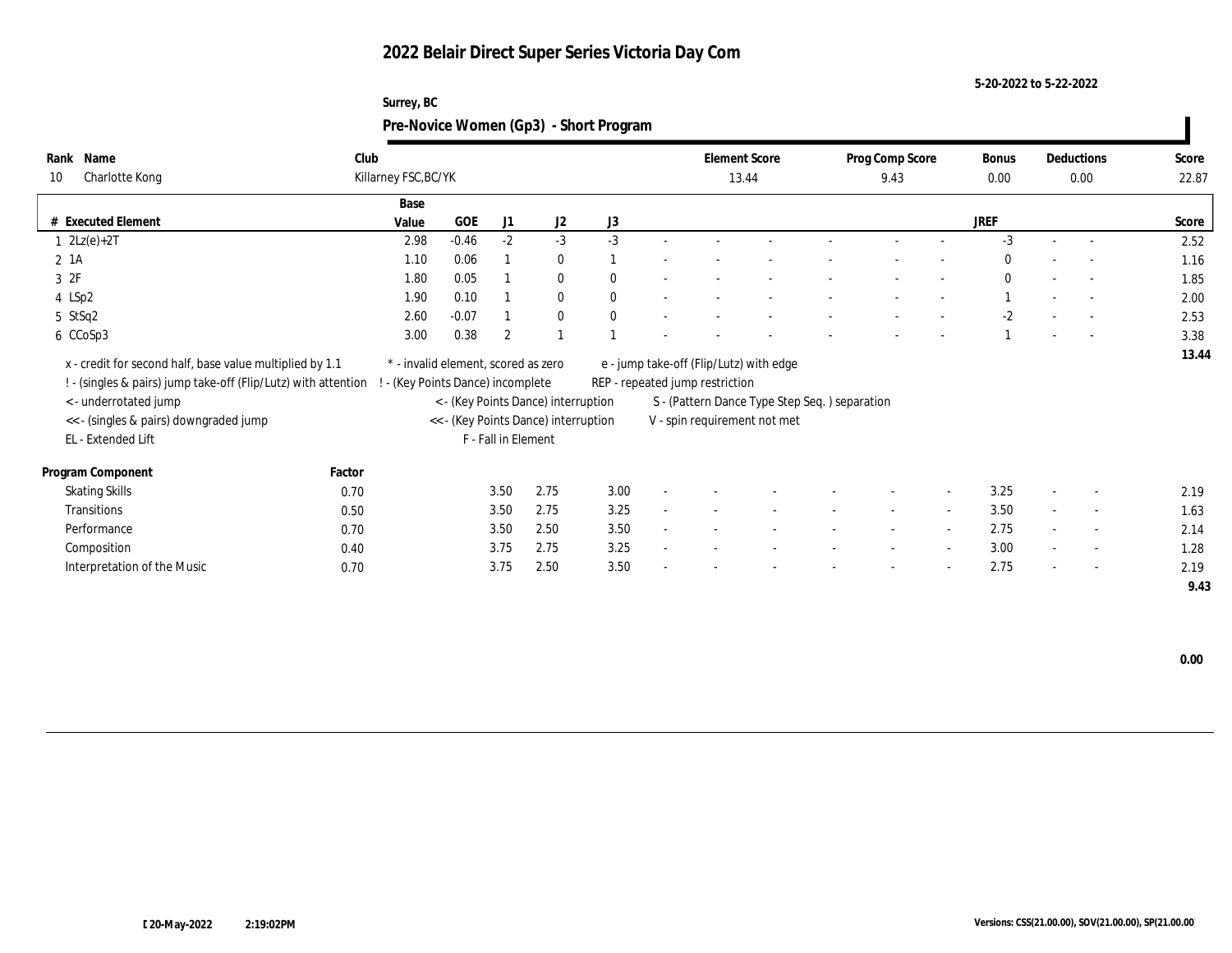# 2022 Belair Direct Super Series Victoria Day Com

5-20-2022 to 5-22-2022

Surrey, BC

## Pre-Novice Women (Gp3) - Short Program

| Rank | Name | Club | Element Score | Prog Comp Score | Bonus | Deductions | Score |
|---|---|---|---|---|---|---|---|
| 10 | Charlotte Kong | Killarney FSC,BC/YK | 13.44 | 9.43 | 0.00 | 0.00 | 22.87 |

| # | Executed Element | Base Value | GOE | J1 | J2 | J3 | | | | | | | | | JREF | | | Score |
|---|---|---|---|---|---|---|---|---|---|---|---|---|---|---|---|---|---|---|
| 1 | 2Lz(e)+2T | 2.98 | -0.46 | -2 | -3 | -3 | - | - | - | - | - | - | - | - | -3 | - | - | 2.52 |
| 2 | 1A | 1.10 | 0.06 | 1 | 0 | 1 | - | - | - | - | - | - | - | - | 0 | - | - | 1.16 |
| 3 | 2F | 1.80 | 0.05 | 1 | 0 | 0 | - | - | - | - | - | - | - | - | 0 | - | - | 1.85 |
| 4 | LSp2 | 1.90 | 0.10 | 1 | 0 | 0 | - | - | - | - | - | - | - | - | 1 | - | - | 2.00 |
| 5 | StSq2 | 2.60 | -0.07 | 1 | 0 | 0 | - | - | - | - | - | - | - | - | -2 | - | - | 2.53 |
| 6 | CCoSp3 | 3.00 | 0.38 | 2 | 1 | 1 | - | - | - | - | - | - | - | - | 1 | - | - | 3.38 |
| | | | | | | | | | | | | | | | | | | 13.44 |

x - credit for second half, base value multiplied by 1.1
! - (singles & pairs) jump take-off (Flip/Lutz) with attention
< - underrotated jump
<< - (singles & pairs) downgraded jump
EL - Extended Lift
\* - invalid element, scored as zero
! - (Key Points Dance) incomplete
< - (Key Points Dance) interruption
<< - (Key Points Dance) interruption
F - Fall in Element
e - jump take-off (Flip/Lutz) with edge
REP - repeated jump restriction
S - (Pattern Dance Type Step Seq. ) separation
V - spin requirement not met

| Program Component | Factor | J1 | J2 | J3 | | | | | | | | | JREF | | | Score |
|---|---|---|---|---|---|---|---|---|---|---|---|---|---|---|---|---|
| Skating Skills | 0.70 | 3.50 | 2.75 | 3.00 | - | - | - | - | - | - | - | - | 3.25 | - | - | 2.19 |
| Transitions | 0.50 | 3.50 | 2.75 | 3.25 | - | - | - | - | - | - | - | - | 3.50 | - | - | 1.63 |
| Performance | 0.70 | 3.50 | 2.50 | 3.50 | - | - | - | - | - | - | - | - | 2.75 | - | - | 2.14 |
| Composition | 0.40 | 3.75 | 2.75 | 3.25 | - | - | - | - | - | - | - | - | 3.00 | - | - | 1.28 |
| Interpretation of the Music | 0.70 | 3.75 | 2.50 | 3.50 | - | - | - | - | - | - | - | - | 2.75 | - | - | 2.19 |
| | | | | | | | | | | | | | | | | 9.43 |

0.00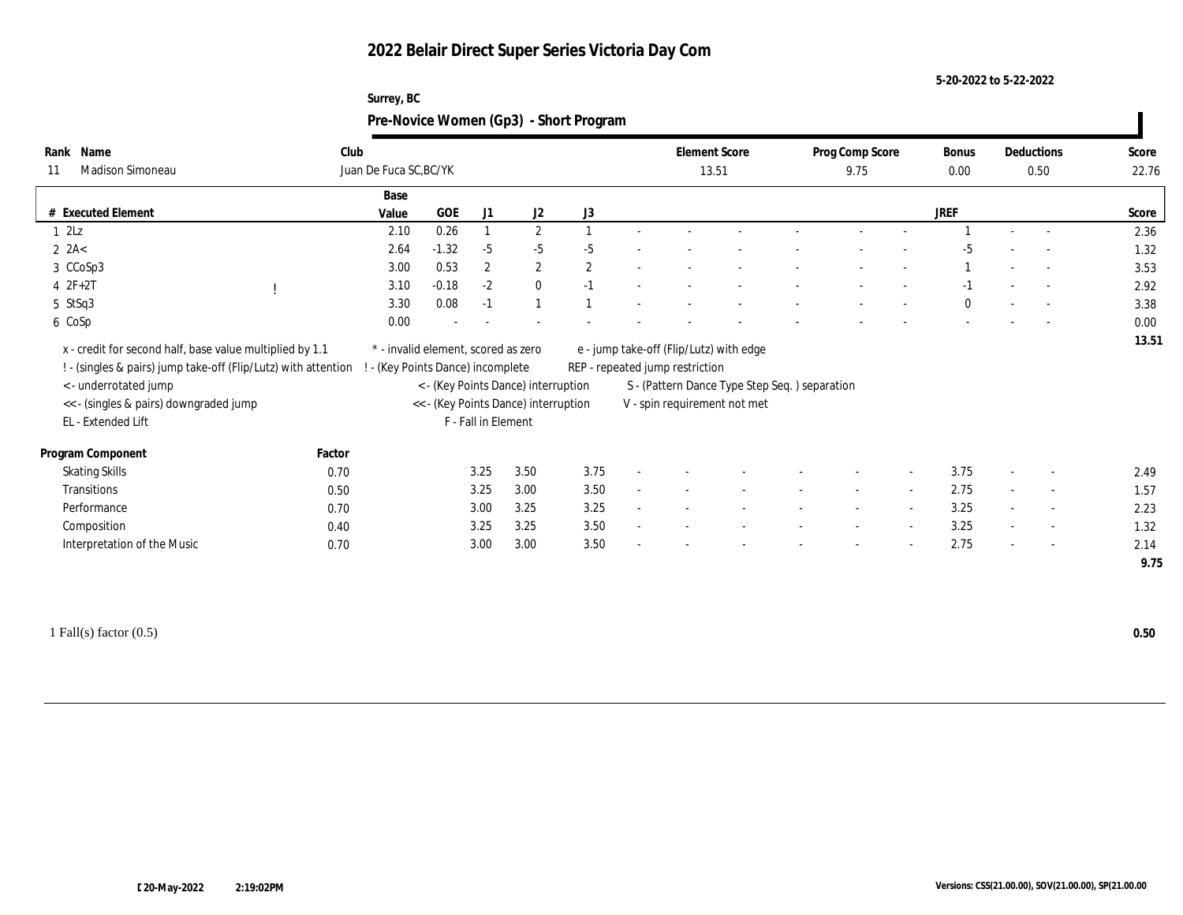# 2022 Belair Direct Super Series Victoria Day Com

5-20-2022 to 5-22-2022

Surrey, BC

## Pre-Novice Women (Gp3) - Short Program

| Rank | Name | Club | Element Score | Prog Comp Score | Bonus | Deductions | Score |
|---|---|---|---|---|---|---|---|
| 11 | Madison Simoneau | Juan De Fuca SC,BC/YK | 13.51 | 9.75 | 0.00 | 0.50 | 22.76 |

| # | Executed Element | | Base Value | GOE | J1 | J2 | J3 | | | | | | | | | JREF | | | Score |
|---|---|---|---|---|---|---|---|---|---|---|---|---|---|---|---|---|---|---|---|
| 1 | 2Lz | | 2.10 | 0.26 | 1 | 2 | 1 | - | - | - | - | - | - | - | - | 1 | - | - | 2.36 |
| 2 | 2A< | | 2.64 | -1.32 | -5 | -5 | -5 | - | - | - | - | - | - | - | - | -5 | - | - | 1.32 |
| 3 | CCoSp3 | | 3.00 | 0.53 | 2 | 2 | 2 | - | - | - | - | - | - | - | - | 1 | - | - | 3.53 |
| 4 | 2F+2T | ! | 3.10 | -0.18 | -2 | 0 | -1 | - | - | - | - | - | - | - | - | -1 | - | - | 2.92 |
| 5 | StSq3 | | 3.30 | 0.08 | -1 | 1 | 1 | - | - | - | - | - | - | - | - | 0 | - | - | 3.38 |
| 6 | CoSp | | 0.00 | - | - | - | - | - | - | - | - | - | - | - | - | - | - | - | 0.00 |
| | | | | | | | | | | | | | | | | | | | 13.51 |

x - credit for second half, base value multiplied by 1.1
! - (singles & pairs) jump take-off (Flip/Lutz) with attention
< - underrotated jump
<< - (singles & pairs) downgraded jump
EL - Extended Lift
* - invalid element, scored as zero
! - (Key Points Dance) incomplete
< - (Key Points Dance) interruption
<< - (Key Points Dance) interruption
F - Fall in Element
e - jump take-off (Flip/Lutz) with edge
REP - repeated jump restriction
S - (Pattern Dance Type Step Seq. ) separation
V - spin requirement not met

| Program Component | Factor | J1 | J2 | J3 | | | | | | | | | JREF | | | Score |
|---|---|---|---|---|---|---|---|---|---|---|---|---|---|---|---|---|
| Skating Skills | 0.70 | 3.25 | 3.50 | 3.75 | - | - | - | - | - | - | - | - | 3.75 | - | - | 2.49 |
| Transitions | 0.50 | 3.25 | 3.00 | 3.50 | - | - | - | - | - | - | - | - | 2.75 | - | - | 1.57 |
| Performance | 0.70 | 3.00 | 3.25 | 3.25 | - | - | - | - | - | - | - | - | 3.25 | - | - | 2.23 |
| Composition | 0.40 | 3.25 | 3.25 | 3.50 | - | - | - | - | - | - | - | - | 3.25 | - | - | 1.32 |
| Interpretation of the Music | 0.70 | 3.00 | 3.00 | 3.50 | - | - | - | - | - | - | - | - | 2.75 | - | - | 2.14 |
| | | | | | | | | | | | | | | | | 9.75 |

1 Fall(s) factor (0.5) **0.50**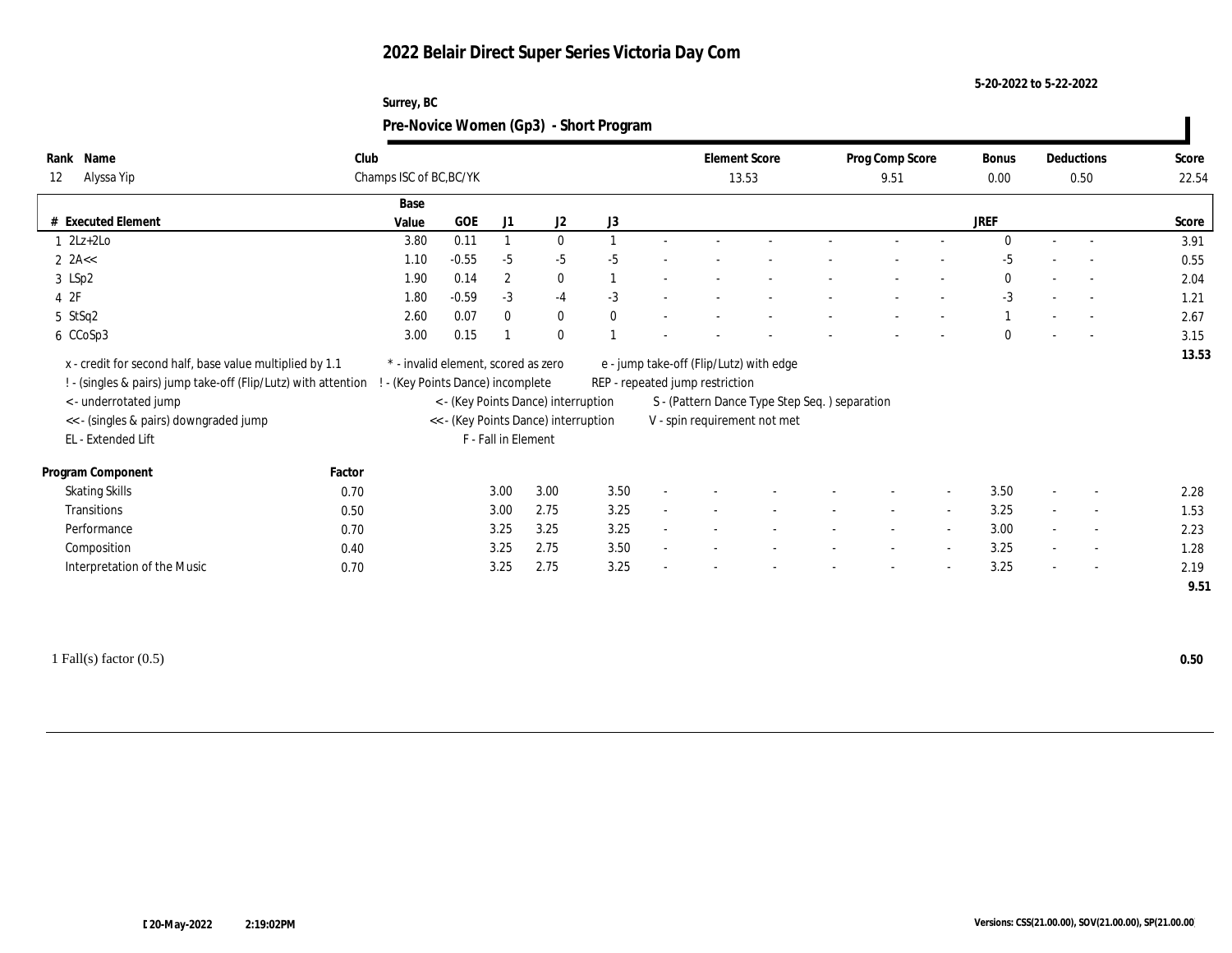# 2022 Belair Direct Super Series Victoria Day Com

5-20-2022 to 5-22-2022

Surrey, BC

## Pre-Novice Women (Gp3) - Short Program

| Rank | Name | Club | Element Score | Prog Comp Score | Bonus | Deductions | Score |
|---|---|---|---|---|---|---|---|
| 12 | Alyssa Yip | Champs ISC of BC,BC/YK | 13.53 | 9.51 | 0.00 | 0.50 | 22.54 |

| # | Executed Element | Base Value | GOE | J1 | J2 | J3 | | | | | | | | JREF | | | Score |
|---|---|---|---|---|---|---|---|---|---|---|---|---|---|---|---|---|---|
| 1 | 2Lz+2Lo | 3.80 | 0.11 | 1 | 0 | 1 | - | - | - | - | - | - | - | 0 | - | - | 3.91 |
| 2 | 2A<< | 1.10 | -0.55 | -5 | -5 | -5 | - | - | - | - | - | - | - | -5 | - | - | 0.55 |
| 3 | LSp2 | 1.90 | 0.14 | 2 | 0 | 1 | - | - | - | - | - | - | - | 0 | - | - | 2.04 |
| 4 | 2F | 1.80 | -0.59 | -3 | -4 | -3 | - | - | - | - | - | - | - | -3 | - | - | 1.21 |
| 5 | StSq2 | 2.60 | 0.07 | 0 | 0 | 0 | - | - | - | - | - | - | - | 1 | - | - | 2.67 |
| 6 | CCoSp3 | 3.00 | 0.15 | 1 | 0 | 1 | - | - | - | - | - | - | - | 0 | - | - | 3.15 |
| | | | | | | | | | | | | | | | | | 13.53 |

x - credit for second half, base value multiplied by 1.1
! - (singles & pairs) jump take-off (Flip/Lutz) with attention
< - underrotated jump
<< - (singles & pairs) downgraded jump
EL - Extended Lift
\* - invalid element, scored as zero
! - (Key Points Dance) incomplete
< - (Key Points Dance) interruption
<< - (Key Points Dance) interruption
F - Fall in Element
e - jump take-off (Flip/Lutz) with edge
REP - repeated jump restriction
S - (Pattern Dance Type Step Seq. ) separation
V - spin requirement not met

| Program Component | Factor | J1 | J2 | J3 | | | | | | | | JREF | | | Score |
|---|---|---|---|---|---|---|---|---|---|---|---|---|---|---|---|
| Skating Skills | 0.70 | 3.00 | 3.00 | 3.50 | - | - | - | - | - | - | - | 3.50 | - | - | 2.28 |
| Transitions | 0.50 | 3.00 | 2.75 | 3.25 | - | - | - | - | - | - | - | 3.25 | - | - | 1.53 |
| Performance | 0.70 | 3.25 | 3.25 | 3.25 | - | - | - | - | - | - | - | 3.00 | - | - | 2.23 |
| Composition | 0.40 | 3.25 | 2.75 | 3.50 | - | - | - | - | - | - | - | 3.25 | - | - | 1.28 |
| Interpretation of the Music | 0.70 | 3.25 | 2.75 | 3.25 | - | - | - | - | - | - | - | 3.25 | - | - | 2.19 |
| | | | | | | | | | | | | | | | 9.51 |

1 Fall(s) factor (0.5) **0.50**

20-May-2022 2:19:02PM

Versions: CSS(21.00.00), SOV(21.00.00), SP(21.00.00)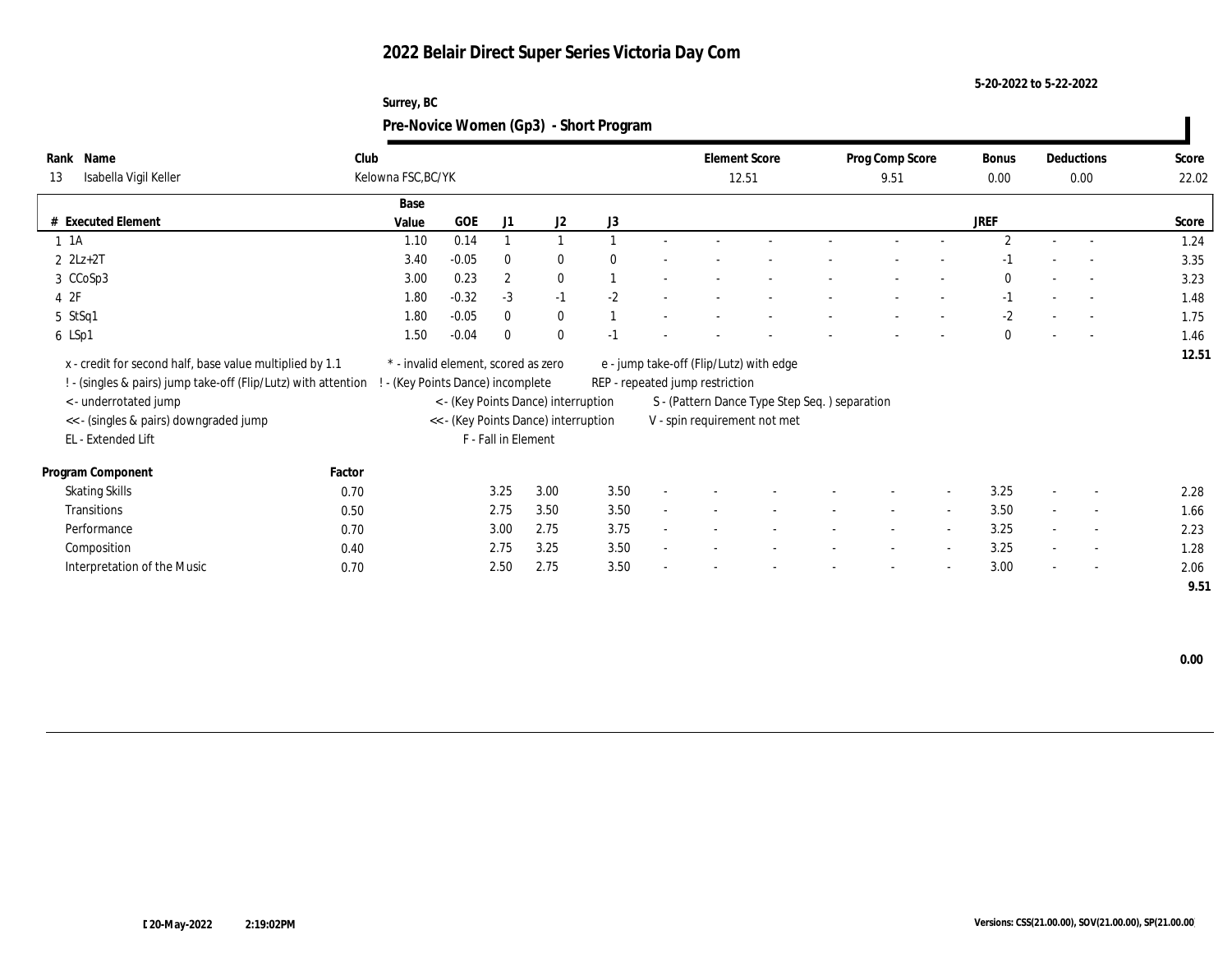# 2022 Belair Direct Super Series Victoria Day Com

5-20-2022 to 5-22-2022

Surrey, BC

## Pre-Novice Women (Gp3) - Short Program

| Rank | Name | Club | Element Score | Prog Comp Score | Bonus | Deductions | Score |
|---|---|---|---|---|---|---|---|
| 13 | Isabella Vigil Keller | Kelowna FSC,BC/YK | 12.51 | 9.51 | 0.00 | 0.00 | 22.02 |

| # | Executed Element | Base Value | GOE | J1 | J2 | J3 | | | | | | | | | JREF | | | Score |
|---|---|---|---|---|---|---|---|---|---|---|---|---|---|---|---|---|---|---|
| 1 | 1A | 1.10 | 0.14 | 1 | 1 | 1 | - | - | - | - | - | - | - | - | 2 | - | - | 1.24 |
| 2 | 2Lz+2T | 3.40 | -0.05 | 0 | 0 | 0 | - | - | - | - | - | - | - | - | -1 | - | - | 3.35 |
| 3 | CCoSp3 | 3.00 | 0.23 | 2 | 0 | 1 | - | - | - | - | - | - | - | - | 0 | - | - | 3.23 |
| 4 | 2F | 1.80 | -0.32 | -3 | -1 | -2 | - | - | - | - | - | - | - | - | -1 | - | - | 1.48 |
| 5 | StSq1 | 1.80 | -0.05 | 0 | 0 | 1 | - | - | - | - | - | - | - | - | -2 | - | - | 1.75 |
| 6 | LSp1 | 1.50 | -0.04 | 0 | 0 | -1 | - | - | - | - | - | - | - | - | 0 | - | - | 1.46 |
| | | | | | | | | | | | | | | | | | | 12.51 |

x - credit for second half, base value multiplied by 1.1
! - (singles & pairs) jump take-off (Flip/Lutz) with attention
< - underrotated jump
<< - (singles & pairs) downgraded jump
EL - Extended Lift
* - invalid element, scored as zero
! - (Key Points Dance) incomplete
< - (Key Points Dance) interruption
<< - (Key Points Dance) interruption
F - Fall in Element
e - jump take-off (Flip/Lutz) with edge
REP - repeated jump restriction
S - (Pattern Dance Type Step Seq. ) separation
V - spin requirement not met

| Program Component | Factor | J1 | J2 | J3 | | | | | | | | | JREF | | | Score |
|---|---|---|---|---|---|---|---|---|---|---|---|---|---|---|---|---|
| Skating Skills | 0.70 | 3.25 | 3.00 | 3.50 | - | - | - | - | - | - | - | - | 3.25 | - | - | 2.28 |
| Transitions | 0.50 | 2.75 | 3.50 | 3.50 | - | - | - | - | - | - | - | - | 3.50 | - | - | 1.66 |
| Performance | 0.70 | 3.00 | 2.75 | 3.75 | - | - | - | - | - | - | - | - | 3.25 | - | - | 2.23 |
| Composition | 0.40 | 2.75 | 3.25 | 3.50 | - | - | - | - | - | - | - | - | 3.25 | - | - | 1.28 |
| Interpretation of the Music | 0.70 | 2.50 | 2.75 | 3.50 | - | - | - | - | - | - | - | - | 3.00 | - | - | 2.06 |
| | | | | | | | | | | | | | | | | 9.51 |

0.00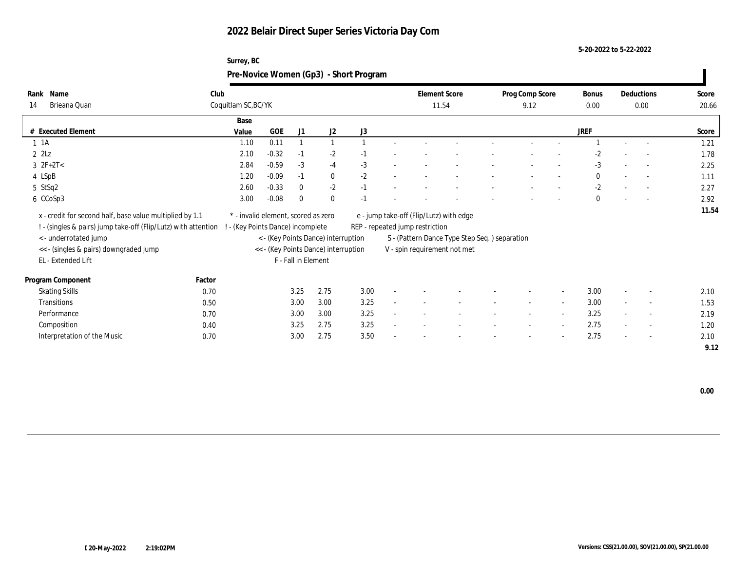# 2022 Belair Direct Super Series Victoria Day Com

5-20-2022 to 5-22-2022

Surrey, BC

## Pre-Novice Women (Gp3) - Short Program

| Rank | Name | Club | Element Score | Prog Comp Score | Bonus | Deductions | Score |
|---|---|---|---|---|---|---|---|
| 14 | Brieana Quan | Coquitlam SC,BC/YK | 11.54 | 9.12 | 0.00 | 0.00 | 20.66 |

| # | Executed Element | Base Value | GOE | J1 | J2 | J3 | | | | | | | | | JREF | | | Score |
|---|---|---|---|---|---|---|---|---|---|---|---|---|---|---|---|---|---|---|
| 1 | 1A | 1.10 | 0.11 | 1 | 1 | 1 | - | - | - | - | - | - | - | - | 1 | - | - | 1.21 |
| 2 | 2Lz | 2.10 | -0.32 | -1 | -2 | -1 | - | - | - | - | - | - | - | - | -2 | - | - | 1.78 |
| 3 | 2F+2T< | 2.84 | -0.59 | -3 | -4 | -3 | - | - | - | - | - | - | - | - | -3 | - | - | 2.25 |
| 4 | LSpB | 1.20 | -0.09 | -1 | 0 | -2 | - | - | - | - | - | - | - | - | 0 | - | - | 1.11 |
| 5 | StSq2 | 2.60 | -0.33 | 0 | -2 | -1 | - | - | - | - | - | - | - | - | -2 | - | - | 2.27 |
| 6 | CCoSp3 | 3.00 | -0.08 | 0 | 0 | -1 | - | - | - | - | - | - | - | - | 0 | - | - | 2.92 |
| | | | | | | | | | | | | | | | | | | 11.54 |

x - credit for second half, base value multiplied by 1.1
! - (singles & pairs) jump take-off (Flip/Lutz) with attention
< - underrotated jump
<< - (singles & pairs) downgraded jump
EL - Extended Lift
* - invalid element, scored as zero
! - (Key Points Dance) incomplete
< - (Key Points Dance) interruption
<< - (Key Points Dance) interruption
F - Fall in Element
e - jump take-off (Flip/Lutz) with edge
REP - repeated jump restriction
S - (Pattern Dance Type Step Seq. ) separation
V - spin requirement not met

| Program Component | Factor | J1 | J2 | J3 | | | | | | | | | JREF | | | Score |
|---|---|---|---|---|---|---|---|---|---|---|---|---|---|---|---|---|
| Skating Skills | 0.70 | 3.25 | 2.75 | 3.00 | - | - | - | - | - | - | - | - | 3.00 | - | - | 2.10 |
| Transitions | 0.50 | 3.00 | 3.00 | 3.25 | - | - | - | - | - | - | - | - | 3.00 | - | - | 1.53 |
| Performance | 0.70 | 3.00 | 3.00 | 3.25 | - | - | - | - | - | - | - | - | 3.25 | - | - | 2.19 |
| Composition | 0.40 | 3.25 | 2.75 | 3.25 | - | - | - | - | - | - | - | - | 2.75 | - | - | 1.20 |
| Interpretation of the Music | 0.70 | 3.00 | 2.75 | 3.50 | - | - | - | - | - | - | - | - | 2.75 | - | - | 2.10 |
| | | | | | | | | | | | | | | | | 9.12 |

0.00

20-May-2022 2:19:02PM

Versions: CSS(21.00.00), SOV(21.00.00), SP(21.00.00)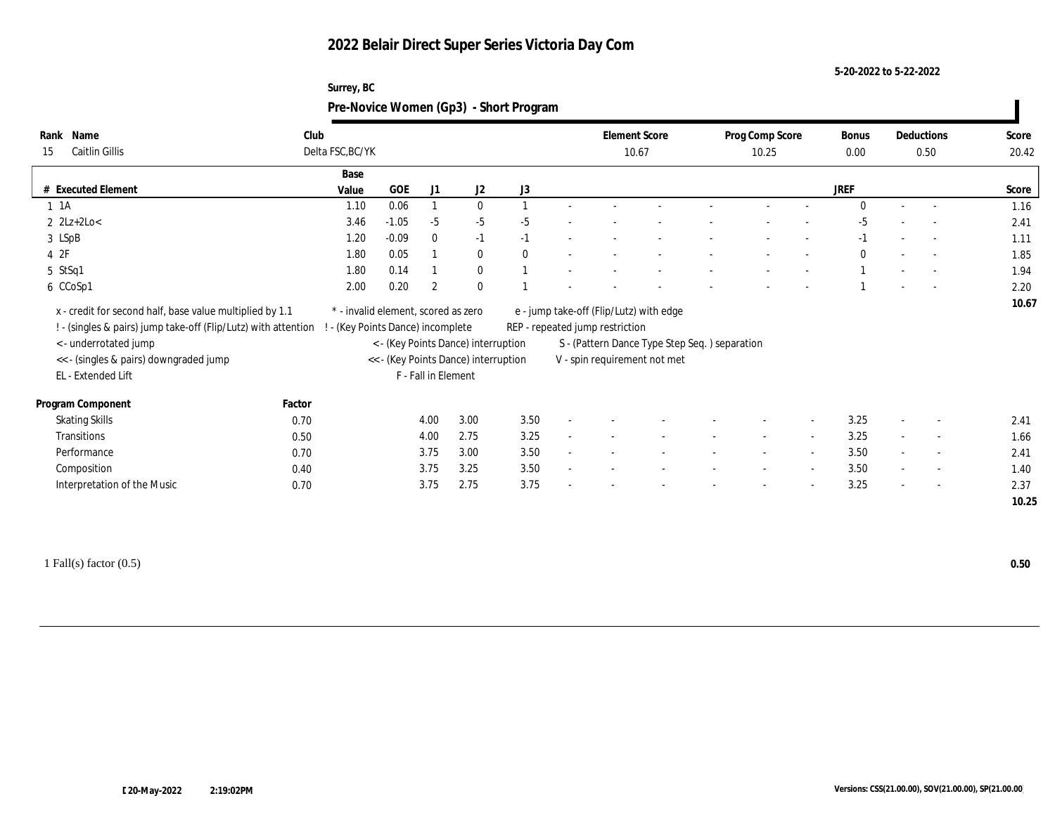# 2022 Belair Direct Super Series Victoria Day Com

5-20-2022 to 5-22-2022

Surrey, BC

## Pre-Novice Women (Gp3) - Short Program

| Rank | Name | Club | Element Score | Prog Comp Score | Bonus | Deductions | Score |
|---|---|---|---|---|---|---|---|
| 15 | Caitlin Gillis | Delta FSC,BC/YK | 10.67 | 10.25 | 0.00 | 0.50 | 20.42 |

| # | Executed Element | Base Value | GOE | J1 | J2 | J3 | | | | | | | | | JREF | | | Score |
|---|---|---|---|---|---|---|---|---|---|---|---|---|---|---|---|---|---|---|
| 1 | 1A | 1.10 | 0.06 | 1 | 0 | 1 | - | - | - | - | - | - | - | - | 0 | - | - | 1.16 |
| 2 | 2Lz+2Lo< | 3.46 | -1.05 | -5 | -5 | -5 | - | - | - | - | - | - | - | - | -5 | - | - | 2.41 |
| 3 | LSpB | 1.20 | -0.09 | 0 | -1 | -1 | - | - | - | - | - | - | - | - | -1 | - | - | 1.11 |
| 4 | 2F | 1.80 | 0.05 | 1 | 0 | 0 | - | - | - | - | - | - | - | - | 0 | - | - | 1.85 |
| 5 | StSq1 | 1.80 | 0.14 | 1 | 0 | 1 | - | - | - | - | - | - | - | - | 1 | - | - | 1.94 |
| 6 | CCoSp1 | 2.00 | 0.20 | 2 | 0 | 1 | - | - | - | - | - | - | - | - | 1 | - | - | 2.20 |
| | | | | | | | | | | | | | | | | | | 10.67 |

x - credit for second half, base value multiplied by 1.1
! - (singles & pairs) jump take-off (Flip/Lutz) with attention
< - underrotated jump
<< - (singles & pairs) downgraded jump
EL - Extended Lift
* - invalid element, scored as zero
! - (Key Points Dance) incomplete
< - (Key Points Dance) interruption
<< - (Key Points Dance) interruption
F - Fall in Element
e - jump take-off (Flip/Lutz) with edge
REP - repeated jump restriction
S - (Pattern Dance Type Step Seq. ) separation
V - spin requirement not met

| Program Component | Factor | J1 | J2 | J3 | | | | | | | | | JREF | | | Score |
|---|---|---|---|---|---|---|---|---|---|---|---|---|---|---|---|---|
| Skating Skills | 0.70 | 4.00 | 3.00 | 3.50 | - | - | - | - | - | - | - | - | 3.25 | - | - | 2.41 |
| Transitions | 0.50 | 4.00 | 2.75 | 3.25 | - | - | - | - | - | - | - | - | 3.25 | - | - | 1.66 |
| Performance | 0.70 | 3.75 | 3.00 | 3.50 | - | - | - | - | - | - | - | - | 3.50 | - | - | 2.41 |
| Composition | 0.40 | 3.75 | 3.25 | 3.50 | - | - | - | - | - | - | - | - | 3.50 | - | - | 1.40 |
| Interpretation of the Music | 0.70 | 3.75 | 2.75 | 3.75 | - | - | - | - | - | - | - | - | 3.25 | - | - | 2.37 |
| | | | | | | | | | | | | | | | | 10.25 |

1 Fall(s) factor (0.5) **0.50**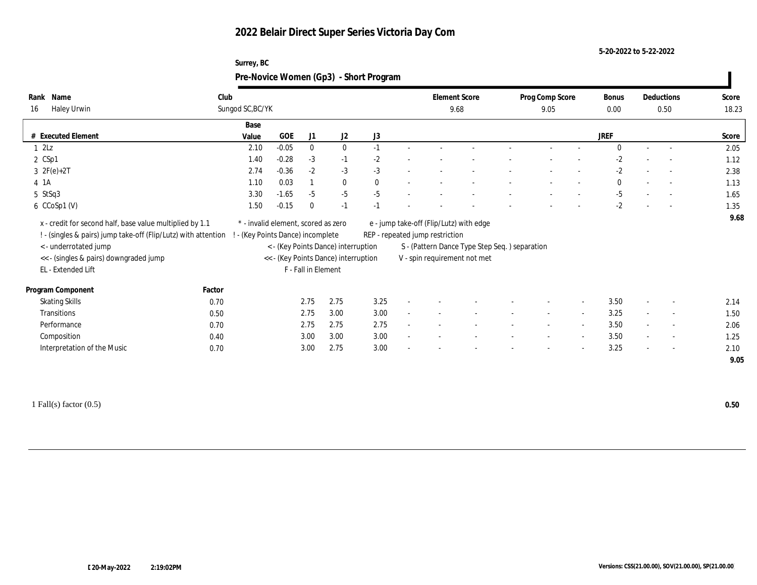# 2022 Belair Direct Super Series Victoria Day Com

5-20-2022 to 5-22-2022

Surrey, BC

## Pre-Novice Women (Gp3) - Short Program

| Rank | Name | Club | Element Score | Prog Comp Score | Bonus | Deductions | Score |
|---|---|---|---|---|---|---|---|
| 16 | Haley Urwin | Sungod SC,BC/YK | 9.68 | 9.05 | 0.00 | 0.50 | 18.23 |

| # | Executed Element | Base Value | GOE | J1 | J2 | J3 | | | | | | | | JREF | | | Score |
|---|---|---|---|---|---|---|---|---|---|---|---|---|---|---|---|---|---|
| 1 | 2Lz | 2.10 | -0.05 | 0 | 0 | -1 | - | - | - | - | - | - | - | 0 | - | - | 2.05 |
| 2 | CSp1 | 1.40 | -0.28 | -3 | -1 | -2 | - | - | - | - | - | - | - | -2 | - | - | 1.12 |
| 3 | 2F(e)+2T | 2.74 | -0.36 | -2 | -3 | -3 | - | - | - | - | - | - | - | -2 | - | - | 2.38 |
| 4 | 1A | 1.10 | 0.03 | 1 | 0 | 0 | - | - | - | - | - | - | - | 0 | - | - | 1.13 |
| 5 | StSq3 | 3.30 | -1.65 | -5 | -5 | -5 | - | - | - | - | - | - | - | -5 | - | - | 1.65 |
| 6 | CCoSp1 (V) | 1.50 | -0.15 | 0 | -1 | -1 | - | - | - | - | - | - | - | -2 | - | - | 1.35 |
| | | | | | | | | | | | | | | | | | 9.68 |

x - credit for second half, base value multiplied by 1.1
! - (singles & pairs) jump take-off (Flip/Lutz) with attention
< - underrotated jump
<< - (singles & pairs) downgraded jump
EL - Extended Lift
* - invalid element, scored as zero
! - (Key Points Dance) incomplete
< - (Key Points Dance) interruption
<< - (Key Points Dance) interruption
F - Fall in Element
e - jump take-off (Flip/Lutz) with edge
REP - repeated jump restriction
S - (Pattern Dance Type Step Seq. ) separation
V - spin requirement not met

| Program Component | Factor | J1 | J2 | J3 | | | | | | | | JREF | | | Score |
|---|---|---|---|---|---|---|---|---|---|---|---|---|---|---|---|
| Skating Skills | 0.70 | 2.75 | 2.75 | 3.25 | - | - | - | - | - | - | - | 3.50 | - | - | 2.14 |
| Transitions | 0.50 | 2.75 | 3.00 | 3.00 | - | - | - | - | - | - | - | 3.25 | - | - | 1.50 |
| Performance | 0.70 | 2.75 | 2.75 | 2.75 | - | - | - | - | - | - | - | 3.50 | - | - | 2.06 |
| Composition | 0.40 | 3.00 | 3.00 | 3.00 | - | - | - | - | - | - | - | 3.50 | - | - | 1.25 |
| Interpretation of the Music | 0.70 | 3.00 | 2.75 | 3.00 | - | - | - | - | - | - | - | 3.25 | - | - | 2.10 |
| | | | | | | | | | | | | | | | 9.05 |

1 Fall(s) factor (0.5) **0.50**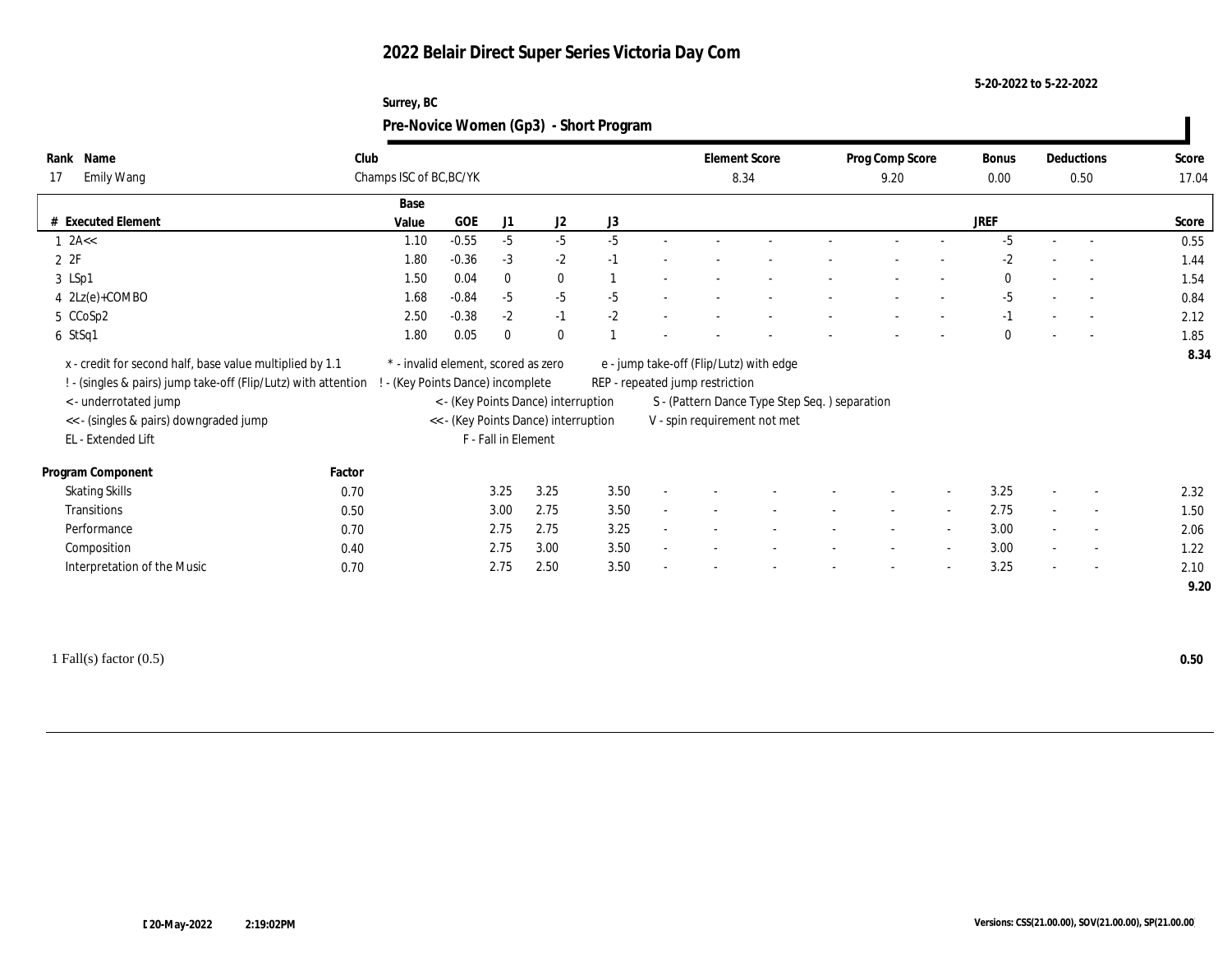# 2022 Belair Direct Super Series Victoria Day Com

5-20-2022 to 5-22-2022

Surrey, BC

## Pre-Novice Women (Gp3) - Short Program

| Rank | Name | Club | Element Score | Prog Comp Score | Bonus | Deductions | Score |
|---|---|---|---|---|---|---|---|
| 17 | Emily Wang | Champs ISC of BC,BC/YK | 8.34 | 9.20 | 0.00 | 0.50 | 17.04 |

| # | Executed Element | Base Value | GOE | J1 | J2 | J3 | | | | | | | | | JREF | | | Score |
|---|---|---|---|---|---|---|---|---|---|---|---|---|---|---|---|---|---|---|
| 1 | 2A<< | 1.10 | -0.55 | -5 | -5 | -5 | - | - | - | - | - | - | - | - | -5 | - | - | 0.55 |
| 2 | 2F | 1.80 | -0.36 | -3 | -2 | -1 | - | - | - | - | - | - | - | - | -2 | - | - | 1.44 |
| 3 | LSp1 | 1.50 | 0.04 | 0 | 0 | 1 | - | - | - | - | - | - | - | - | 0 | - | - | 1.54 |
| 4 | 2Lz(e)+COMBO | 1.68 | -0.84 | -5 | -5 | -5 | - | - | - | - | - | - | - | - | -5 | - | - | 0.84 |
| 5 | CCoSp2 | 2.50 | -0.38 | -2 | -1 | -2 | - | - | - | - | - | - | - | - | -1 | - | - | 2.12 |
| 6 | StSq1 | 1.80 | 0.05 | 0 | 0 | 1 | - | - | - | - | - | - | - | - | 0 | - | - | 1.85 |
| | | | | | | | | | | | | | | | | | | 8.34 |

x - credit for second half, base value multiplied by 1.1
! - (singles & pairs) jump take-off (Flip/Lutz) with attention
< - underrotated jump
<< - (singles & pairs) downgraded jump
EL - Extended Lift
* - invalid element, scored as zero
! - (Key Points Dance) incomplete
< - (Key Points Dance) interruption
<< - (Key Points Dance) interruption
F - Fall in Element
e - jump take-off (Flip/Lutz) with edge
REP - repeated jump restriction
S - (Pattern Dance Type Step Seq. ) separation
V - spin requirement not met

| Program Component | Factor | J1 | J2 | J3 | | | | | | | | | JREF | | | Score |
|---|---|---|---|---|---|---|---|---|---|---|---|---|---|---|---|---|
| Skating Skills | 0.70 | 3.25 | 3.25 | 3.50 | - | - | - | - | - | - | - | - | 3.25 | - | - | 2.32 |
| Transitions | 0.50 | 3.00 | 2.75 | 3.50 | - | - | - | - | - | - | - | - | 2.75 | - | - | 1.50 |
| Performance | 0.70 | 2.75 | 2.75 | 3.25 | - | - | - | - | - | - | - | - | 3.00 | - | - | 2.06 |
| Composition | 0.40 | 2.75 | 3.00 | 3.50 | - | - | - | - | - | - | - | - | 3.00 | - | - | 1.22 |
| Interpretation of the Music | 0.70 | 2.75 | 2.50 | 3.50 | - | - | - | - | - | - | - | - | 3.25 | - | - | 2.10 |
| | | | | | | | | | | | | | | | | 9.20 |

1 Fall(s) factor (0.5) **0.50**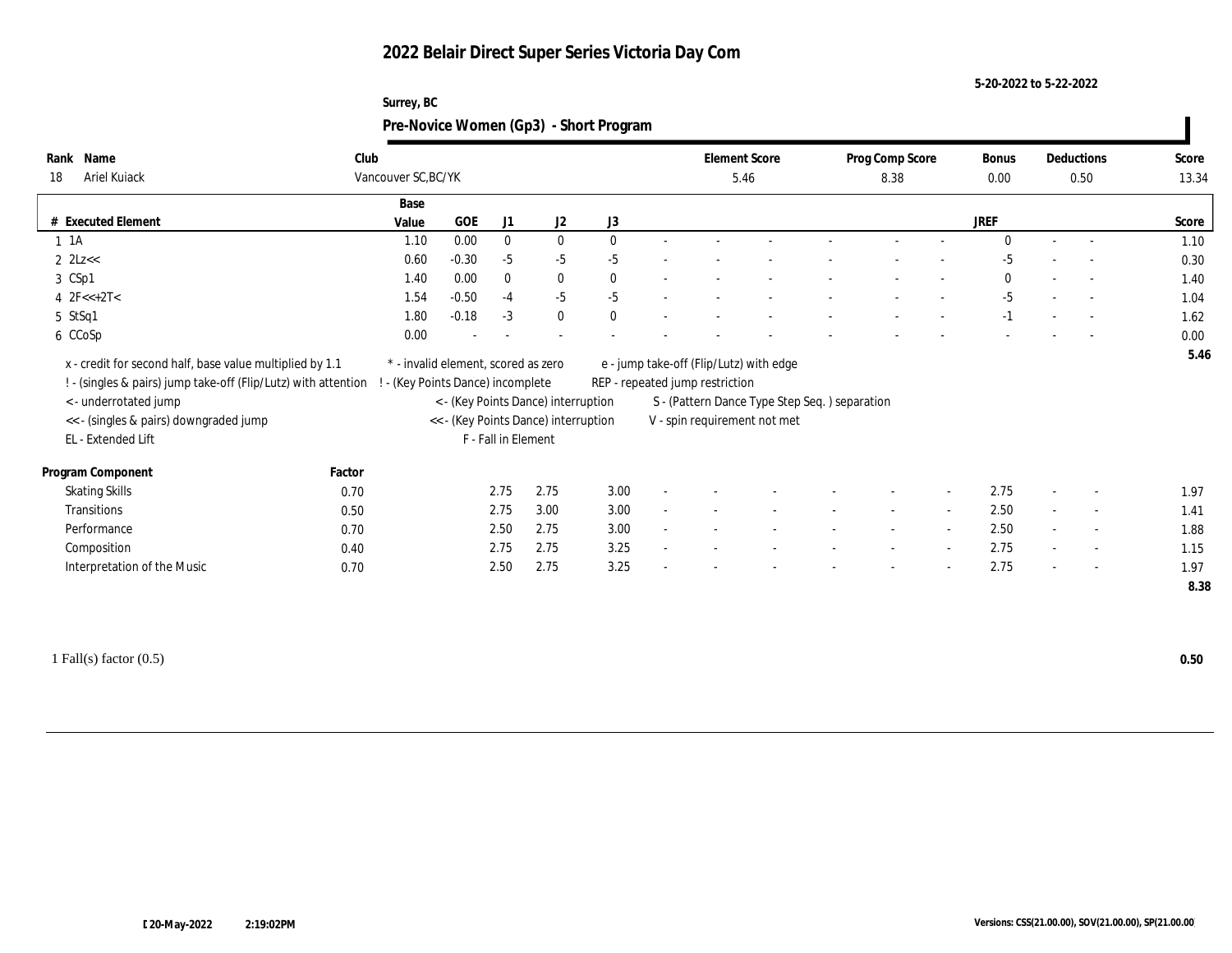# 2022 Belair Direct Super Series Victoria Day Com

5-20-2022 to 5-22-2022

Surrey, BC

## Pre-Novice Women (Gp3) - Short Program

| Rank | Name | Club | Element Score | Prog Comp Score | Bonus | Deductions | Score |
|---|---|---|---|---|---|---|---|
| 18 | Ariel Kuiack | Vancouver SC,BC/YK | 5.46 | 8.38 | 0.00 | 0.50 | 13.34 |

| # | Executed Element | Base Value | GOE | J1 | J2 | J3 | | | | | | | | | JREF | | | Score |
|---|---|---|---|---|---|---|---|---|---|---|---|---|---|---|---|---|---|---|
| 1 | 1A | 1.10 | 0.00 | 0 | 0 | 0 | - | - | - | - | - | - | - | - | 0 | - | - | 1.10 |
| 2 | 2Lz<< | 0.60 | -0.30 | -5 | -5 | -5 | - | - | - | - | - | - | - | - | -5 | - | - | 0.30 |
| 3 | CSp1 | 1.40 | 0.00 | 0 | 0 | 0 | - | - | - | - | - | - | - | - | 0 | - | - | 1.40 |
| 4 | 2F<<+2T< | 1.54 | -0.50 | -4 | -5 | -5 | - | - | - | - | - | - | - | - | -5 | - | - | 1.04 |
| 5 | StSq1 | 1.80 | -0.18 | -3 | 0 | 0 | - | - | - | - | - | - | - | - | -1 | - | - | 1.62 |
| 6 | CCoSp | 0.00 | - | - | - | - | - | - | - | - | - | - | - | - | - | - | - | 0.00 |
| | | | | | | | | | | | | | | | | | | 5.46 |

x - credit for second half, base value multiplied by 1.1
! - (singles & pairs) jump take-off (Flip/Lutz) with attention
< - underrotated jump
<< - (singles & pairs) downgraded jump
EL - Extended Lift
\* - invalid element, scored as zero
! - (Key Points Dance) incomplete
< - (Key Points Dance) interruption
<< - (Key Points Dance) interruption
F - Fall in Element
e - jump take-off (Flip/Lutz) with edge
REP - repeated jump restriction
S - (Pattern Dance Type Step Seq. ) separation
V - spin requirement not met

| Program Component | Factor | J1 | J2 | J3 | | | | | | | | | JREF | | | Score |
|---|---|---|---|---|---|---|---|---|---|---|---|---|---|---|---|---|
| Skating Skills | 0.70 | 2.75 | 2.75 | 3.00 | - | - | - | - | - | - | - | - | 2.75 | - | - | 1.97 |
| Transitions | 0.50 | 2.75 | 3.00 | 3.00 | - | - | - | - | - | - | - | - | 2.50 | - | - | 1.41 |
| Performance | 0.70 | 2.50 | 2.75 | 3.00 | - | - | - | - | - | - | - | - | 2.50 | - | - | 1.88 |
| Composition | 0.40 | 2.75 | 2.75 | 3.25 | - | - | - | - | - | - | - | - | 2.75 | - | - | 1.15 |
| Interpretation of the Music | 0.70 | 2.50 | 2.75 | 3.25 | - | - | - | - | - | - | - | - | 2.75 | - | - | 1.97 |
| | | | | | | | | | | | | | | | | 8.38 |

1 Fall(s) factor (0.5) **0.50**